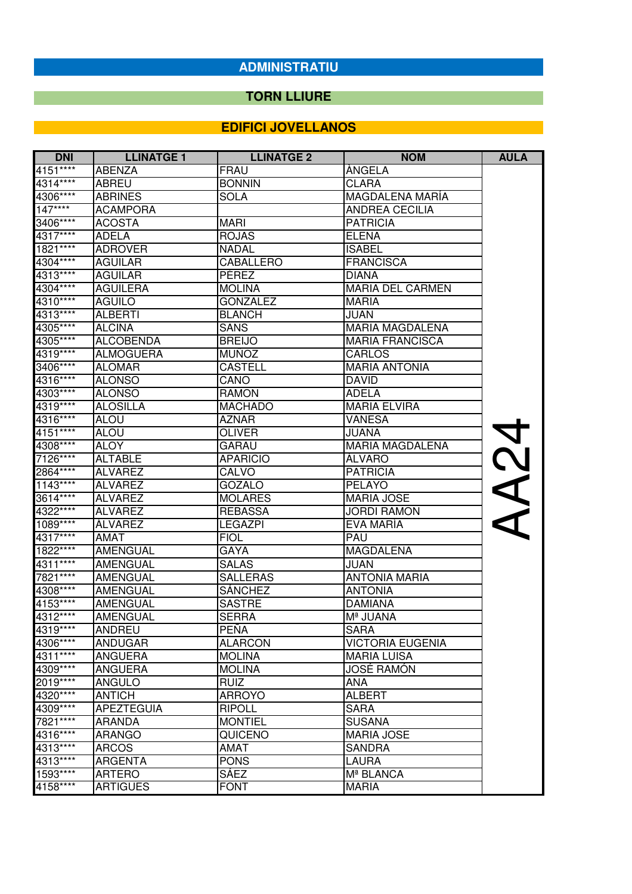# ADMINISTRATIU

## TORN LLIURE

### EDIFICI JOVELLANOS

| DNI | LLINATGE 1 | LLINATGE 2 | NOM | AULA |
|---|---|---|---|---|
| 4151**** | ABENZA | FRAU | ÀNGELA | AA24 |
| 4314**** | ABREU | BONNIN | CLARA | |
| 4306**** | ABRINES | SOLA | MAGDALENA MARÍA | |
| 147**** | ACAMPORA | | ANDREA CECILIA | |
| 3406**** | ACOSTA | MARI | PATRICIA | |
| 4317**** | ADELA | ROJAS | ELENA | |
| 1821**** | ADROVER | NADAL | ISABEL | |
| 4304**** | AGUILAR | CABALLERO | FRANCISCA | |
| 4313**** | AGUILAR | PÉREZ | DIANA | |
| 4304**** | AGUILERA | MOLINA | MARIA DEL CARMEN | |
| 4310**** | AGUILO | GONZALEZ | MARIA | |
| 4313**** | ALBERTI | BLANCH | JUAN | |
| 4305**** | ALCINA | SANS | MARIA MAGDALENA | |
| 4305**** | ALCOBENDA | BREIJO | MARIA FRANCISCA | |
| 4319**** | ALMOGUERA | MUÑOZ | CARLOS | |
| 3406**** | ALOMAR | CASTELL | MARIA ANTONIA | |
| 4316**** | ALONSO | CANO | DAVID | |
| 4303**** | ALONSO | RAMON | ADELA | |
| 4319**** | ALOSILLA | MACHADO | MARIA ELVIRA | |
| 4316**** | ALOU | AZNAR | VANESA | |
| 4151**** | ALOU | OLIVER | JUANA | |
| 4308**** | ALOY | GARAU | MARIA MAGDALENA | |
| 7126**** | ALTABLE | APARICIO | ÁLVARO | |
| 2864**** | ALVAREZ | CALVO | PATRICIA | |
| 1143**** | ALVAREZ | GOZALO | PELAYO | |
| 3614**** | ALVAREZ | MOLARES | MARIA JOSE | |
| 4322**** | ALVAREZ | REBASSA | JORDI RAMON | |
| 1089**** | ÁLVAREZ | LEGAZPI | EVA MARÍA | |
| 4317**** | AMAT | FIOL | PAU | |
| 1822**** | AMENGUAL | GAYA | MAGDALENA | |
| 4311**** | AMENGUAL | SALAS | JUAN | |
| 7821**** | AMENGUAL | SALLERAS | ANTONIA MARIA | |
| 4308**** | AMENGUAL | SÁNCHEZ | ANTONIA | |
| 4153**** | AMENGUAL | SASTRE | DAMIANA | |
| 4312**** | AMENGUAL | SERRA | Mª JUANA | |
| 4319**** | ANDREU | PEÑA | SARA | |
| 4306**** | ANDUGAR | ALARCON | VICTORIA EUGENIA | |
| 4311**** | ANGUERA | MOLINA | MARIA LUISA | |
| 4309**** | ANGUERA | MOLINA | JOSÉ RAMÓN | |
| 2019**** | ANGULO | RUIZ | ANA | |
| 4320**** | ANTICH | ARROYO | ALBERT | |
| 4309**** | APEZTEGUIA | RIPOLL | SARA | |
| 7821**** | ARANDA | MONTIEL | SUSANA | |
| 4316**** | ARANGO | QUICENO | MARIA JOSE | |
| 4313**** | ARCOS | AMAT | SANDRA | |
| 4313**** | ARGENTA | PONS | LAURA | |
| 1593**** | ARTERO | SÁEZ | Mª BLANCA | |
| 4158**** | ARTIGUES | FONT | MARIA | |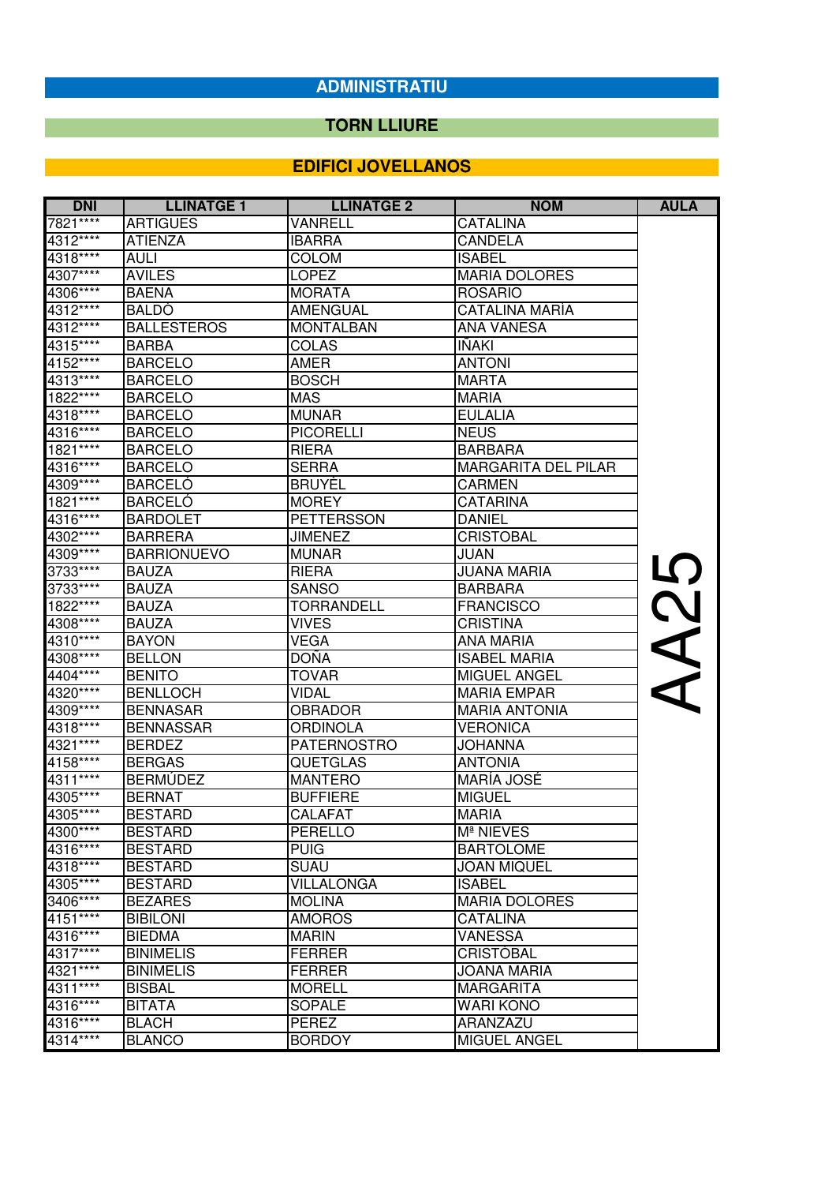# ADMINISTRATIU

## TORN LLIURE

### EDIFICI JOVELLANOS

| DNI | LLINATGE 1 | LLINATGE 2 | NOM | AULA |
|---|---|---|---|---|
| 7821**** | ARTIGUES | VANRELL | CATALINA | AA25 |
| 4312**** | ATIENZA | IBARRA | CANDELA | |
| 4318**** | AULI | COLOM | ISABEL | |
| 4307**** | AVILES | LOPEZ | MARIA DOLORES | |
| 4306**** | BAENA | MORATA | ROSARIO | |
| 4312**** | BALDÓ | AMENGUAL | CATALINA MARIA | |
| 4312**** | BALLESTEROS | MONTALBAN | ANA VANESA | |
| 4315**** | BARBA | COLAS | IÑAKI | |
| 4152**** | BARCELO | AMER | ANTONI | |
| 4313**** | BARCELO | BOSCH | MARTA | |
| 1822**** | BARCELO | MAS | MARIA | |
| 4318**** | BARCELO | MUNAR | EULALIA | |
| 4316**** | BARCELO | PICORELLI | NEUS | |
| 1821**** | BARCELO | RIERA | BARBARA | |
| 4316**** | BARCELO | SERRA | MARGARITA DEL PILAR | |
| 4309**** | BARCELÓ | BRUYÈL | CARMEN | |
| 1821**** | BARCELÓ | MOREY | CATARINA | |
| 4316**** | BARDOLET | PETTERSSON | DANIEL | |
| 4302**** | BARRERA | JIMENEZ | CRISTOBAL | |
| 4309**** | BARRIONUEVO | MUNAR | JUAN | |
| 3733**** | BAUZA | RIERA | JUANA MARIA | |
| 3733**** | BAUZA | SANSO | BARBARA | |
| 1822**** | BAUZA | TORRANDELL | FRANCISCO | |
| 4308**** | BAUZA | VIVES | CRISTINA | |
| 4310**** | BAYON | VEGA | ANA MARIA | |
| 4308**** | BELLON | DOÑA | ISABEL MARIA | |
| 4404**** | BENITO | TOVAR | MIGUEL ANGEL | |
| 4320**** | BENLLOCH | VIDAL | MARIA EMPAR | |
| 4309**** | BENNASAR | OBRADOR | MARIA ANTONIA | |
| 4318**** | BENNASSAR | ORDINOLA | VERONICA | |
| 4321**** | BERDEZ | PATERNOSTRO | JOHANNA | |
| 4158**** | BERGAS | QUETGLAS | ANTONIA | |
| 4311**** | BERMÚDEZ | MANTERO | MARÍA JOSÉ | |
| 4305**** | BERNAT | BUFFIERE | MIGUEL | |
| 4305**** | BESTARD | CALAFAT | MARIA | |
| 4300**** | BESTARD | PERELLO | Mª NIEVES | |
| 4316**** | BESTARD | PUIG | BARTOLOME | |
| 4318**** | BESTARD | SUAU | JOAN MIQUEL | |
| 4305**** | BESTARD | VILLALONGA | ISABEL | |
| 3406**** | BEZARES | MOLINA | MARIA DOLORES | |
| 4151**** | BIBILONI | AMOROS | CATALINA | |
| 4316**** | BIEDMA | MARIN | VANESSA | |
| 4317**** | BINIMELIS | FERRER | CRISTÓBAL | |
| 4321**** | BINIMELIS | FERRER | JOANA MARIA | |
| 4311**** | BISBAL | MORELL | MARGARITA | |
| 4316**** | BITATA | SOPALE | WARI KONO | |
| 4316**** | BLACH | PEREZ | ARANZAZU | |
| 4314**** | BLANCO | BORDOY | MIGUEL ANGEL | |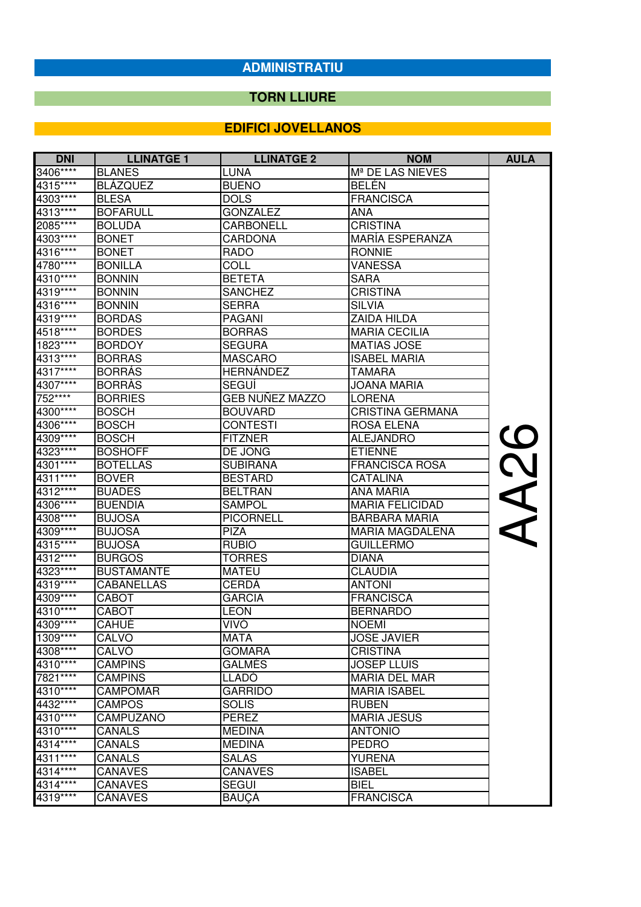## ADMINISTRATIU

### TORN LLIURE

### EDIFICI JOVELLANOS

| DNI | LLINATGE 1 | LLINATGE 2 | NOM | AULA |
|---|---|---|---|---|
| 3406**** | BLANES | LUNA | Mª DE LAS NIEVES | AA26 |
| 4315**** | BLÁZQUEZ | BUENO | BELÉN | |
| 4303**** | BLESA | DOLS | FRANCISCA | |
| 4313**** | BOFARULL | GONZALEZ | ANA | |
| 2085**** | BOLUDA | CARBONELL | CRISTINA | |
| 4303**** | BONET | CARDONA | MARÍA ESPERANZA | |
| 4316**** | BONET | RADO | RONNIE | |
| 4780**** | BONILLA | COLL | VANESSA | |
| 4310**** | BONNIN | BETETA | SARA | |
| 4319**** | BONNIN | SANCHEZ | CRISTINA | |
| 4316**** | BONNIN | SERRA | SILVIA | |
| 4319**** | BORDAS | PAGANI | ZAIDA HILDA | |
| 4518**** | BORDES | BORRAS | MARIA CECILIA | |
| 1823**** | BORDOY | SEGURA | MATIAS JOSE | |
| 4313**** | BORRAS | MASCARO | ISABEL MARIA | |
| 4317**** | BORRÁS | HERNÁNDEZ | TAMARA | |
| 4307**** | BORRÀS | SEGUÍ | JOANA MARIA | |
| 752**** | BORRIES | GEB NUÑEZ MAZZO | LORENA | |
| 4300**** | BOSCH | BOUVARD | CRISTINA GERMANA | |
| 4306**** | BOSCH | CONTESTI | ROSA ELENA | |
| 4309**** | BOSCH | FITZNER | ALEJANDRO | |
| 4323**** | BOSHOFF | DE JONG | ETIENNE | |
| 4301**** | BOTELLAS | SUBIRANA | FRANCISCA ROSA | |
| 4311**** | BOVER | BESTARD | CATALINA | |
| 4312**** | BUADES | BELTRAN | ANA MARIA | |
| 4306**** | BUENDIA | SAMPOL | MARIA FELICIDAD | |
| 4308**** | BUJOSA | PICORNELL | BÀRBARA MARIA | |
| 4309**** | BUJOSA | PIZA | MARIA MAGDALENA | |
| 4315**** | BUJOSA | RUBIO | GUILLERMO | |
| 4312**** | BURGOS | TORRES | DIANA | |
| 4323**** | BUSTAMANTE | MATEU | CLAUDIA | |
| 4319**** | CABANELLAS | CERDÁ | ANTONI | |
| 4309**** | CABOT | GARCIA | FRANCISCA | |
| 4310**** | CABOT | LEON | BERNARDO | |
| 4309**** | CAHUÉ | VIVÓ | NOEMÍ | |
| 1309**** | CALVO | MATA | JOSE JAVIER | |
| 4308**** | CALVÓ | GOMARA | CRISTINA | |
| 4310**** | CAMPINS | GALMÉS | JOSEP LLUIS | |
| 7821**** | CAMPINS | LLADÓ | MARIA DEL MAR | |
| 4310**** | CAMPOMAR | GARRIDO | MARIA ISABEL | |
| 4432**** | CAMPOS | SOLIS | RUBEN | |
| 4310**** | CAMPUZANO | PEREZ | MARIA JESUS | |
| 4310**** | CANALS | MEDINA | ANTONIO | |
| 4314**** | CANALS | MEDINA | PEDRO | |
| 4311**** | CANALS | SALAS | YURENA | |
| 4314**** | CANAVES | CANAVES | ISABEL | |
| 4314**** | CANAVES | SEGUI | BIEL | |
| 4319**** | CÀNAVES | BAUÇÀ | FRANCISCA | |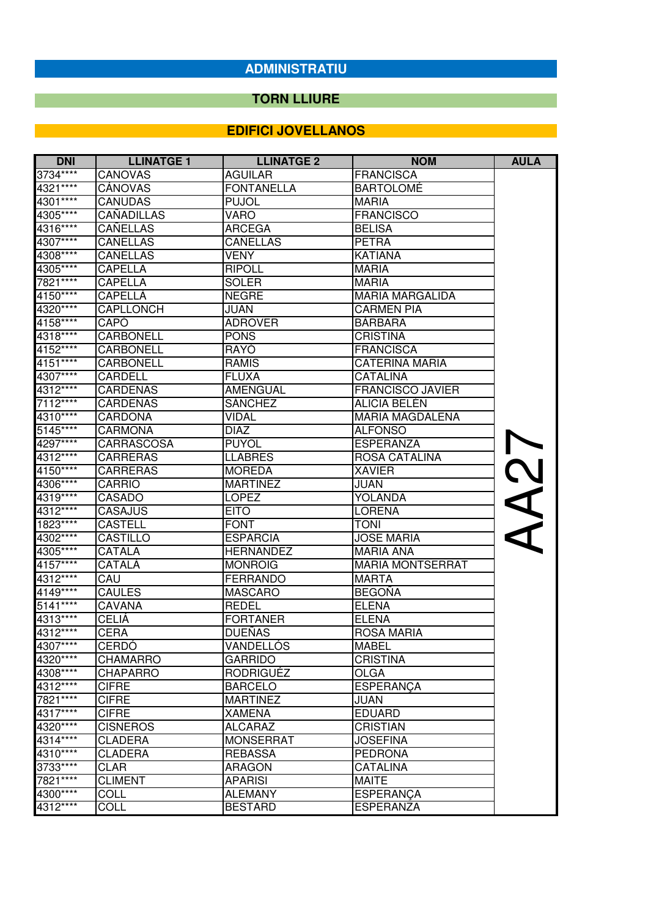# ADMINISTRATIU

## TORN LLIURE

### EDIFICI JOVELLANOS

| DNI | LLINATGE 1 | LLINATGE 2 | NOM | AULA |
|---|---|---|---|---|
| 3734**** | CANOVAS | AGUILAR | FRANCISCA | AA27 |
| 4321**** | CÁNOVAS | FONTANELLA | BARTOLOMÉ | |
| 4301**** | CANUDAS | PUJOL | MARIA | |
| 4305**** | CAÑADILLAS | VARO | FRANCISCO | |
| 4316**** | CAÑELLAS | ARCEGA | BELISA | |
| 4307**** | CAÑELLAS | CAÑELLAS | PETRA | |
| 4308**** | CAÑELLAS | VENY | KATIANA | |
| 4305**** | CAPELLA | RIPOLL | MARIA | |
| 7821**** | CAPELLA | SOLER | MARIA | |
| 4150**** | CAPELLÀ | NEGRE | MARIA MARGALIDA | |
| 4320**** | CAPLLONCH | JUAN | CARMEN PIA | |
| 4158**** | CAPÓ | ADROVER | BÀRBARA | |
| 4318**** | CARBONELL | PONS | CRISTINA | |
| 4152**** | CARBONELL | RAYÓ | FRANCISCA | |
| 4151**** | CARBONELL | RAMIS | CATERINA MARIA | |
| 4307**** | CARDELL | FLUXA | CATALINA | |
| 4312**** | CARDENAS | AMENGUAL | FRANCISCO JAVIER | |
| 7112**** | CÁRDENAS | SÁNCHEZ | ALICIA BELÉN | |
| 4310**** | CARDONA | VIDAL | MARIA MAGDALENA | |
| 5145**** | CARMONA | DIAZ | ALFONSO | |
| 4297**** | CARRASCOSA | PUYOL | ESPERANZA | |
| 4312**** | CARRERAS | LLABRES | ROSA CATALINA | |
| 4150**** | CARRERAS | MOREDA | XAVIER | |
| 4306**** | CARRIO | MARTINEZ | JUAN | |
| 4319**** | CASADO | LOPEZ | YOLANDA | |
| 4312**** | CASAJUS | EITO | LORENA | |
| 1823**** | CASTELL | FONT | TONI | |
| 4302**** | CASTILLO | ESPARCIA | JOSE MARIA | |
| 4305**** | CATALA | HERNANDEZ | MARIA ANA | |
| 4157**** | CATALÀ | MONROIG | MARIA MONTSERRAT | |
| 4312**** | CAU | FERRANDO | MARTA | |
| 4149**** | CAULES | MASCARO | BEGOÑA | |
| 5141**** | CAVANA | REDEL | ELENA | |
| 4313**** | CELIÁ | FORTANER | ELENA | |
| 4312**** | CERA | DUEÑAS | ROSA MARIA | |
| 4307**** | CERDÓ | VANDELLÓS | MABEL | |
| 4320**** | CHAMARRO | GARRIDO | CRISTINA | |
| 4308**** | CHAPARRO | RODRIGUÉZ | OLGA | |
| 4312**** | CIFRE | BARCELO | ESPERANÇA | |
| 7821**** | CIFRE | MARTINEZ | JUAN | |
| 4317**** | CIFRE | XAMENA | EDUARD | |
| 4320**** | CISNEROS | ALCARAZ | CRISTIAN | |
| 4314**** | CLADERA | MONSERRAT | JOSEFINA | |
| 4310**** | CLADERA | REBASSA | PEDRONA | |
| 3733**** | CLAR | ARAGON | CATALINA | |
| 7821**** | CLIMENT | APARISI | MAITE | |
| 4300**** | COLL | ALEMANY | ESPERANÇA | |
| 4312**** | COLL | BESTARD | ESPERANZA | |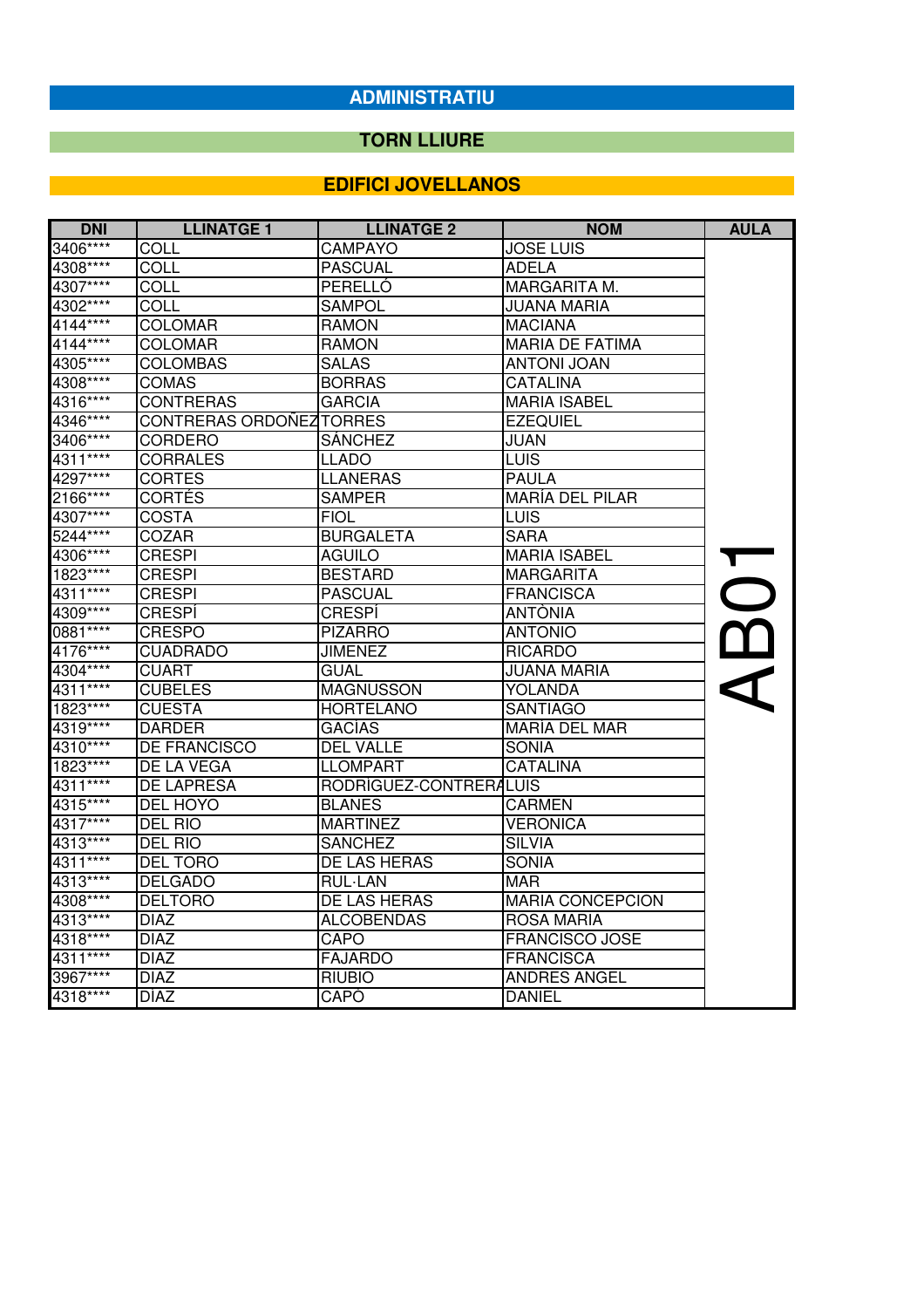# ADMINISTRATIU

## TORN LLIURE

### EDIFICI JOVELLANOS

| DNI | LLINATGE 1 | LLINATGE 2 | NOM | AULA |
|---|---|---|---|---|
| 3406**** | COLL | CAMPAYO | JOSE LUIS | AB01 |
| 4308**** | COLL | PASCUAL | ADELA | |
| 4307**** | COLL | PERELLÓ | MARGARITA M. | |
| 4302**** | COLL | SAMPOL | JUANA MARIA | |
| 4144**** | COLOMAR | RAMON | MACIANA | |
| 4144**** | COLOMAR | RAMON | MARIA DE FATIMA | |
| 4305**** | COLOMBAS | SALAS | ANTONI JOAN | |
| 4308**** | COMAS | BORRAS | CATALINA | |
| 4316**** | CONTRERAS | GARCIA | MARIA ISABEL | |
| 4346**** | CONTRERAS ORDOÑEZ | TORRES | EZEQUIEL | |
| 3406**** | CORDERO | SÁNCHEZ | JUAN | |
| 4311**** | CORRALES | LLADO | LUIS | |
| 4297**** | CORTES | LLANERAS | PAULA | |
| 2166**** | CORTÉS | SAMPER | MARÍA DEL PILAR | |
| 4307**** | COSTA | FIOL | LUIS | |
| 5244**** | COZAR | BURGALETA | SARA | |
| 4306**** | CRESPI | AGUILO | MARIA ISABEL | |
| 1823**** | CRESPI | BESTARD | MARGARITA | |
| 4311**** | CRESPI | PASCUAL | FRANCISCA | |
| 4309**** | CRESPÍ | CRESPÍ | ANTÒNIA | |
| 0881**** | CRESPO | PIZARRO | ANTONIO | |
| 4176**** | CUADRADO | JIMENEZ | RICARDO | |
| 4304**** | CUART | GUAL | JUANA MARIA | |
| 4311**** | CUBELES | MAGNUSSON | YOLANDA | |
| 1823**** | CUESTA | HORTELANO | SANTIAGO | |
| 4319**** | DARDER | GACIAS | MARIA DEL MAR | |
| 4310**** | DE FRANCISCO | DEL VALLE | SONIA | |
| 1823**** | DE LA VEGA | LLOMPART | CATALINA | |
| 4311**** | DE LAPRESA | RODRIGUEZ-CONTRERA | LUIS | |
| 4315**** | DEL HOYO | BLANES | CARMEN | |
| 4317**** | DEL RIO | MARTINEZ | VERONICA | |
| 4313**** | DEL RIO | SANCHEZ | SILVIA | |
| 4311**** | DEL TORO | DE LAS HERAS | SONIA | |
| 4313**** | DELGADO | RUL·LAN | MAR | |
| 4308**** | DELTORO | DE LAS HERAS | MARIA CONCEPCION | |
| 4313**** | DIAZ | ALCOBENDAS | ROSA MARIA | |
| 4318**** | DIAZ | CAPO | FRANCISCO JOSE | |
| 4311**** | DIAZ | FAJARDO | FRANCISCA | |
| 3967**** | DIAZ | RIUBIO | ANDRES ANGEL | |
| 4318**** | DIAZ | CAPO | DANIEL | |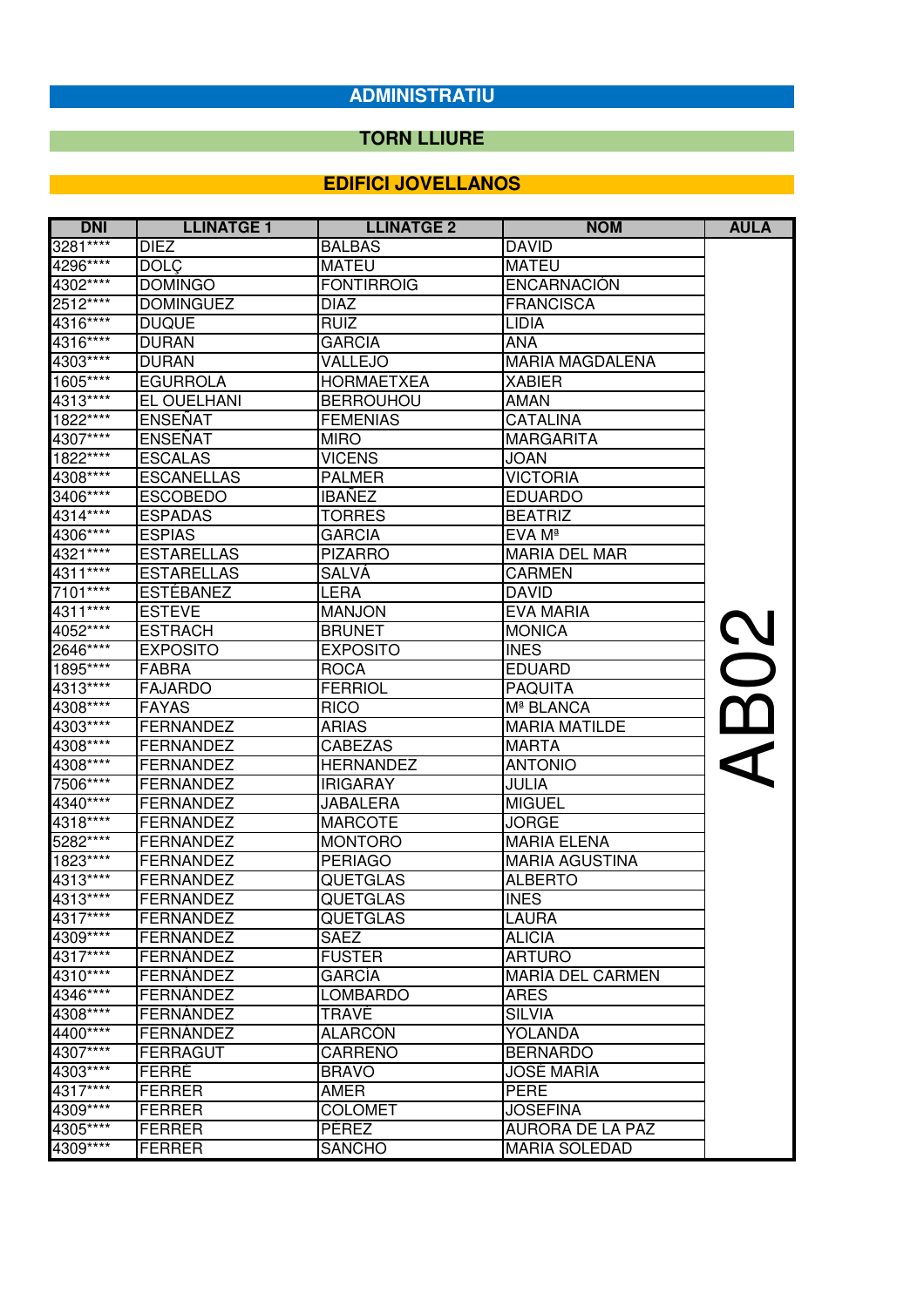# ADMINISTRATIU

## TORN LLIURE

## EDIFICI JOVELLANOS

| DNI | LLINATGE 1 | LLINATGE 2 | NOM | AULA |
|---|---|---|---|---|
| 3281**** | DIEZ | BALBAS | DAVID | AB02 |
| 4296**** | DOLÇ | MATEU | MATEU | |
| 4302**** | DOMINGO | FONTIRROIG | ENCARNACION | |
| 2512**** | DOMINGUEZ | DIAZ | FRANCISCA | |
| 4316**** | DUQUE | RUIZ | LIDIA | |
| 4316**** | DURAN | GARCIA | ANA | |
| 4303**** | DURAN | VALLEJO | MARIA MAGDALENA | |
| 1605**** | EGURROLA | HORMAETXEA | XABIER | |
| 4313**** | EL OUELHANI | BERROUHOU | AMAN | |
| 1822**** | ENSEÑAT | FEMENIAS | CATALINA | |
| 4307**** | ENSEÑAT | MIRO | MARGARITA | |
| 1822**** | ESCALAS | VICENS | JOAN | |
| 4308**** | ESCANELLAS | PALMER | VICTORIA | |
| 3406**** | ESCOBEDO | IBAÑEZ | EDUARDO | |
| 4314**** | ESPADAS | TORRES | BEATRIZ | |
| 4306**** | ESPIAS | GARCIA | EVA Mª | |
| 4321**** | ESTARELLAS | PIZARRO | MARIA DEL MAR | |
| 4311**** | ESTARELLAS | SALVÁ | CARMEN | |
| 7101**** | ESTÉBANEZ | LERA | DAVID | |
| 4311**** | ESTEVE | MANJON | EVA MARIA | |
| 4052**** | ESTRACH | BRUNET | MONICA | |
| 2646**** | EXPOSITO | EXPOSITO | INES | |
| 1895**** | FABRA | ROCA | EDUARD | |
| 4313**** | FAJARDO | FERRIOL | PAQUITA | |
| 4308**** | FAYAS | RICO | Mª BLANCA | |
| 4303**** | FERNANDEZ | ARIAS | MARIA MATILDE | |
| 4308**** | FERNANDEZ | CABEZAS | MARTA | |
| 4308**** | FERNANDEZ | HERNANDEZ | ANTONIO | |
| 7506**** | FERNANDEZ | IRIGARAY | JULIA | |
| 4340**** | FERNANDEZ | JABALERA | MIGUEL | |
| 4318**** | FERNANDEZ | MARCOTE | JORGE | |
| 5282**** | FERNANDEZ | MONTORO | MARIA ELENA | |
| 1823**** | FERNANDEZ | PERIAGO | MARIA AGUSTINA | |
| 4313**** | FERNANDEZ | QUETGLAS | ALBERTO | |
| 4313**** | FERNANDEZ | QUETGLAS | INES | |
| 4317**** | FERNANDEZ | QUETGLAS | LAURA | |
| 4309**** | FERNANDEZ | SAEZ | ALICIA | |
| 4317**** | FERNÁNDEZ | FUSTER | ARTURO | |
| 4310**** | FERNÁNDEZ | GARCÍA | MARÍA DEL CARMEN | |
| 4346**** | FERNÁNDEZ | LOMBARDO | ARES | |
| 4308**** | FERNÁNDEZ | TRAVÉ | SILVIA | |
| 4400**** | FERNÁNDEZ | ALARCÓN | YOLANDA | |
| 4307**** | FERRAGUT | CARREÑO | BERNARDO | |
| 4303**** | FERRÉ | BRAVO | JOSÉ MARÍA | |
| 4317**** | FERRER | AMER | PERE | |
| 4309**** | FERRER | COLOMET | JOSEFINA | |
| 4305**** | FERRER | PÉREZ | AURORA DE LA PAZ | |
| 4309**** | FERRER | SANCHO | MARIA SOLEDAD | |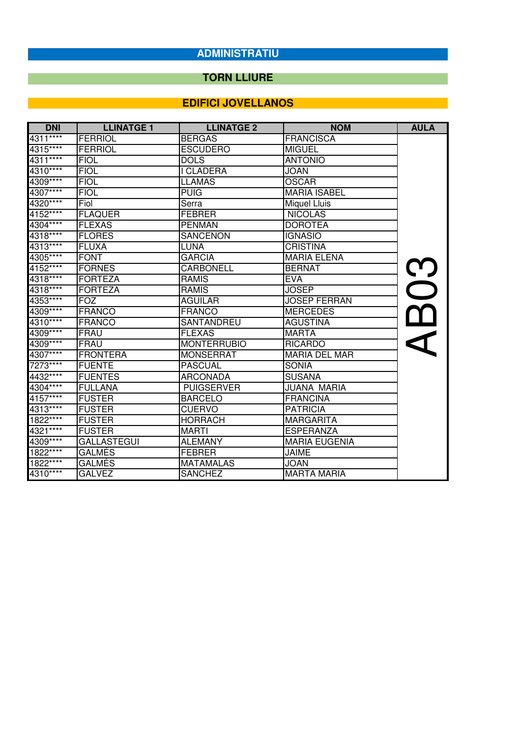**ADMINISTRATIU**

**TORN LLIURE**

**EDIFICI JOVELLANOS**

| DNI | LLINATGE 1 | LLINATGE 2 | NOM | AULA |
|---|---|---|---|---|
| 4311**** | FERRIOL | BERGAS | FRANCISCA | AB03 |
| 4315**** | FERRIOL | ESCUDERO | MIGUEL | |
| 4311**** | FIOL | DOLS | ANTONIO | |
| 4310**** | FIOL | I CLADERA | JOAN | |
| 4309**** | FIOL | LLAMAS | OSCAR | |
| 4307**** | FIOL | PUIG | MARIA ISABEL | |
| 4320**** | Fiol | Serra | Miquel Lluis | |
| 4152**** | FLAQUER | FEBRER | NICOLAS | |
| 4304**** | FLEXAS | PENMAN | DOROTEA | |
| 4318**** | FLORES | SANCENON | IGNASIO | |
| 4313**** | FLUXA | LUNA | CRISTINA | |
| 4305**** | FONT | GARCIA | MARIA ELENA | |
| 4152**** | FORNES | CARBONELL | BERNAT | |
| 4318**** | FORTEZA | RAMIS | EVA | |
| 4318**** | FORTEZA | RAMIS | JOSEP | |
| 4353**** | FOZ | AGUILAR | JOSEP FERRAN | |
| 4309**** | FRANCO | FRANCO | MERCEDES | |
| 4310**** | FRANCO | SANTANDREU | AGUSTINA | |
| 4309**** | FRAU | FLEXAS | MARTA | |
| 4309**** | FRAU | MONTERRUBIO | RICARDO | |
| 4307**** | FRONTERA | MONSERRAT | MARIA DEL MAR | |
| 7273**** | FUENTE | PASCUAL | SONIA | |
| 4432**** | FUENTES | ARCONADA | SUSANA | |
| 4304**** | FULLANA | PUIGSERVER | JUANA MARIA | |
| 4157**** | FUSTER | BARCELO | FRANCINA | |
| 4313**** | FUSTER | CUERVO | PATRICIA | |
| 1822**** | FUSTER | HORRACH | MARGARITA | |
| 4321**** | FUSTER | MARTI | ESPERANZA | |
| 4309**** | GALLASTEGUI | ALEMANY | MARIA EUGENIA | |
| 1822**** | GALMÉS | FEBRER | JAIME | |
| 1822**** | GALMÉS | MATAMALAS | JOAN | |
| 4310**** | GALVEZ | SANCHEZ | MARTA MARIA | |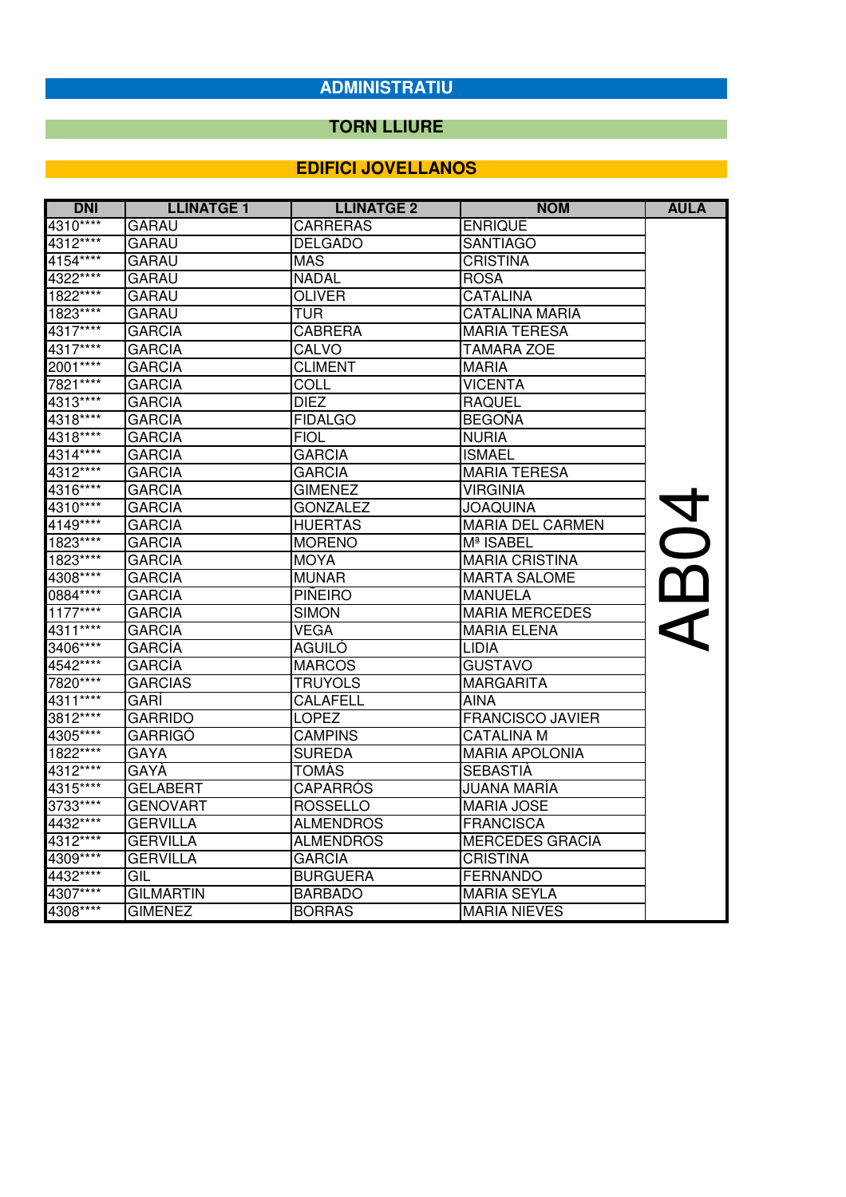# ADMINISTRATIU

## TORN LLIURE

### EDIFICI JOVELLANOS

| DNI | LLINATGE 1 | LLINATGE 2 | NOM | AULA |
|---|---|---|---|---|
| 4310**** | GARAU | CARRERAS | ENRIQUE | AB04 |
| 4312**** | GARAU | DELGADO | SANTIAGO | |
| 4154**** | GARAU | MAS | CRISTINA | |
| 4322**** | GARAU | NADAL | ROSA | |
| 1822**** | GARAU | OLIVER | CATALINA | |
| 1823**** | GARAU | TUR | CATALINA MARIA | |
| 4317**** | GARCIA | CABRERA | MARIA TERESA | |
| 4317**** | GARCIA | CALVO | TAMARA ZOE | |
| 2001**** | GARCIA | CLIMENT | MARIA | |
| 7821**** | GARCIA | COLL | VICENTA | |
| 4313**** | GARCIA | DIEZ | RAQUEL | |
| 4318**** | GARCIA | FIDALGO | BEGOÑA | |
| 4318**** | GARCIA | FIOL | NURIA | |
| 4314**** | GARCIA | GARCIA | ISMAEL | |
| 4312**** | GARCIA | GARCIA | MARIA TERESA | |
| 4316**** | GARCIA | GIMENEZ | VIRGINIA | |
| 4310**** | GARCIA | GONZALEZ | JOAQUINA | |
| 4149**** | GARCIA | HUERTAS | MARIA DEL CARMEN | |
| 1823**** | GARCIA | MORENO | Mª ISABEL | |
| 1823**** | GARCIA | MOYA | MARIA CRISTINA | |
| 4308**** | GARCIA | MUNAR | MARTA SALOME | |
| 0884**** | GARCIA | PIÑEIRO | MANUELA | |
| 1177**** | GARCIA | SIMON | MARIA MERCEDES | |
| 4311**** | GARCIA | VEGA | MARIA ELENA | |
| 3406**** | GARCÍA | AGUILÓ | LIDIA | |
| 4542**** | GARCÍA | MARCOS | GUSTAVO | |
| 7820**** | GARCIAS | TRUYOLS | MARGARITA | |
| 4311**** | GARÍ | CALAFELL | AINA | |
| 3812**** | GARRIDO | LOPEZ | FRANCISCO JAVIER | |
| 4305**** | GARRIGÓ | CAMPINS | CATALINA M | |
| 1822**** | GAYA | SUREDA | MARIA APOLONIA | |
| 4312**** | GAYÀ | TOMÀS | SEBASTIÀ | |
| 4315**** | GELABERT | CAPARRÓS | JUANA MARÍA | |
| 3733**** | GENOVART | ROSSELLO | MARIA JOSE | |
| 4432**** | GERVILLA | ALMENDROS | FRANCISCA | |
| 4312**** | GERVILLA | ALMENDROS | MERCEDES GRACIA | |
| 4309**** | GERVILLA | GARCIA | CRISTINA | |
| 4432**** | GIL | BURGUERA | FERNANDO | |
| 4307**** | GILMARTIN | BARBADO | MARIA SEYLA | |
| 4308**** | GIMENEZ | BORRAS | MARIA NIEVES | |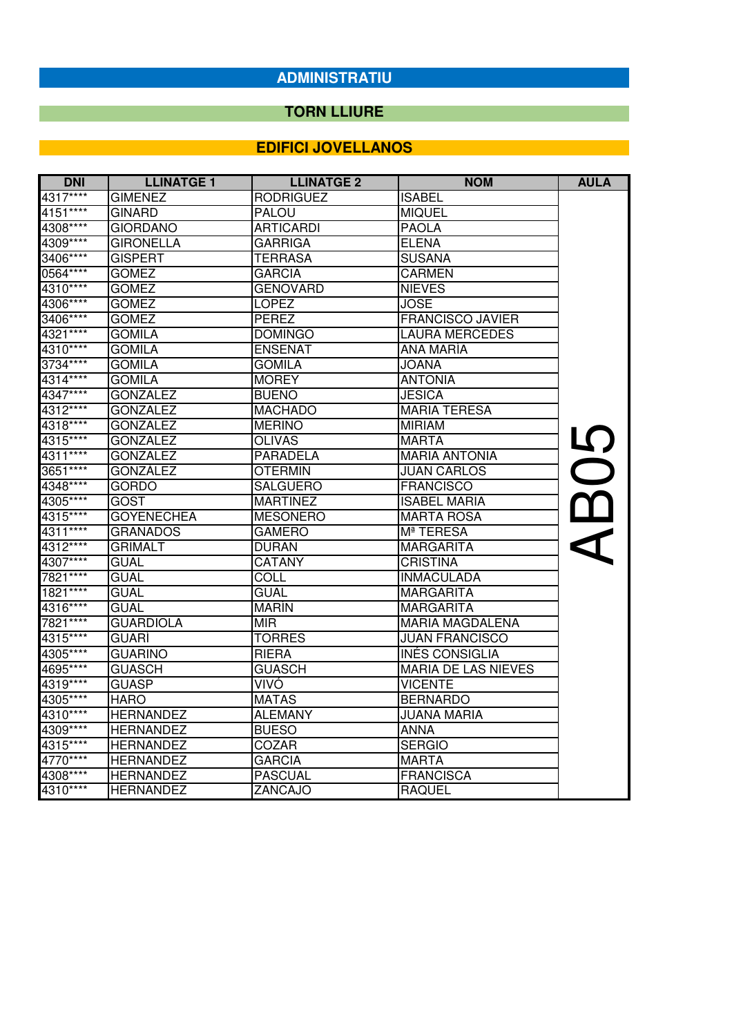## ADMINISTRATIU

### TORN LLIURE

### EDIFICI JOVELLANOS

| DNI | LLINATGE 1 | LLINATGE 2 | NOM | AULA |
|---|---|---|---|---|
| 4317**** | GIMENEZ | RODRIGUEZ | ISABEL | AB05 |
| 4151**** | GINARD | PALOU | MIQUEL | |
| 4308**** | GIORDANO | ARTICARDI | PAOLA | |
| 4309**** | GIRONELLA | GARRIGA | ELENA | |
| 3406**** | GISPERT | TERRASA | SUSANA | |
| 0564**** | GOMEZ | GARCIA | CARMEN | |
| 4310**** | GOMEZ | GENOVARD | NIEVES | |
| 4306**** | GOMEZ | LOPEZ | JOSE | |
| 3406**** | GOMEZ | PEREZ | FRANCISCO JAVIER | |
| 4321**** | GOMILA | DOMINGO | LAURA MERCEDES | |
| 4310**** | GOMILA | ENSEÑAT | ANA MARÍA | |
| 3734**** | GOMILA | GOMILA | JOANA | |
| 4314**** | GOMILA | MOREY | ANTONIA | |
| 4347**** | GONZALEZ | BUENO | JESICA | |
| 4312**** | GONZALEZ | MACHADO | MARIA TERESA | |
| 4318**** | GONZALEZ | MERINO | MIRIAM | |
| 4315**** | GONZALEZ | OLIVAS | MARTA | |
| 4311**** | GONZALEZ | PARADELA | MARIA ANTONIA | |
| 3651**** | GONZÁLEZ | OTERMIN | JUAN CARLOS | |
| 4348**** | GORDO | SALGUERO | FRANCISCO | |
| 4305**** | GOST | MARTINEZ | ISABEL MARIA | |
| 4315**** | GOYENECHEA | MESONERO | MARTA ROSA | |
| 4311**** | GRANADOS | GAMERO | Mª TERESA | |
| 4312**** | GRIMALT | DURAN | MARGARITA | |
| 4307**** | GUAL | CATANY | CRISTINA | |
| 7821**** | GUAL | COLL | INMACULADA | |
| 1821**** | GUAL | GUAL | MARGARITA | |
| 4316**** | GUAL | MARÍN | MARGARITA | |
| 7821**** | GUARDIOLA | MIR | MARIA MAGDALENA | |
| 4315**** | GUARÍ | TORRES | JUAN FRANCISCO | |
| 4305**** | GUARINO | RIERA | INÉS CONSIGLIA | |
| 4695**** | GUASCH | GUASCH | MARIA DE LAS NIEVES | |
| 4319**** | GUASP | VIVÓ | VICENTE | |
| 4305**** | HARO | MATAS | BERNARDO | |
| 4310**** | HERNANDEZ | ALEMANY | JUANA MARIA | |
| 4309**** | HERNANDEZ | BUESO | ANNA | |
| 4315**** | HERNANDEZ | COZAR | SERGIO | |
| 4770**** | HERNANDEZ | GARCIA | MARTA | |
| 4308**** | HERNANDEZ | PASCUAL | FRANCISCA | |
| 4310**** | HERNANDEZ | ZANCAJO | RAQUEL | |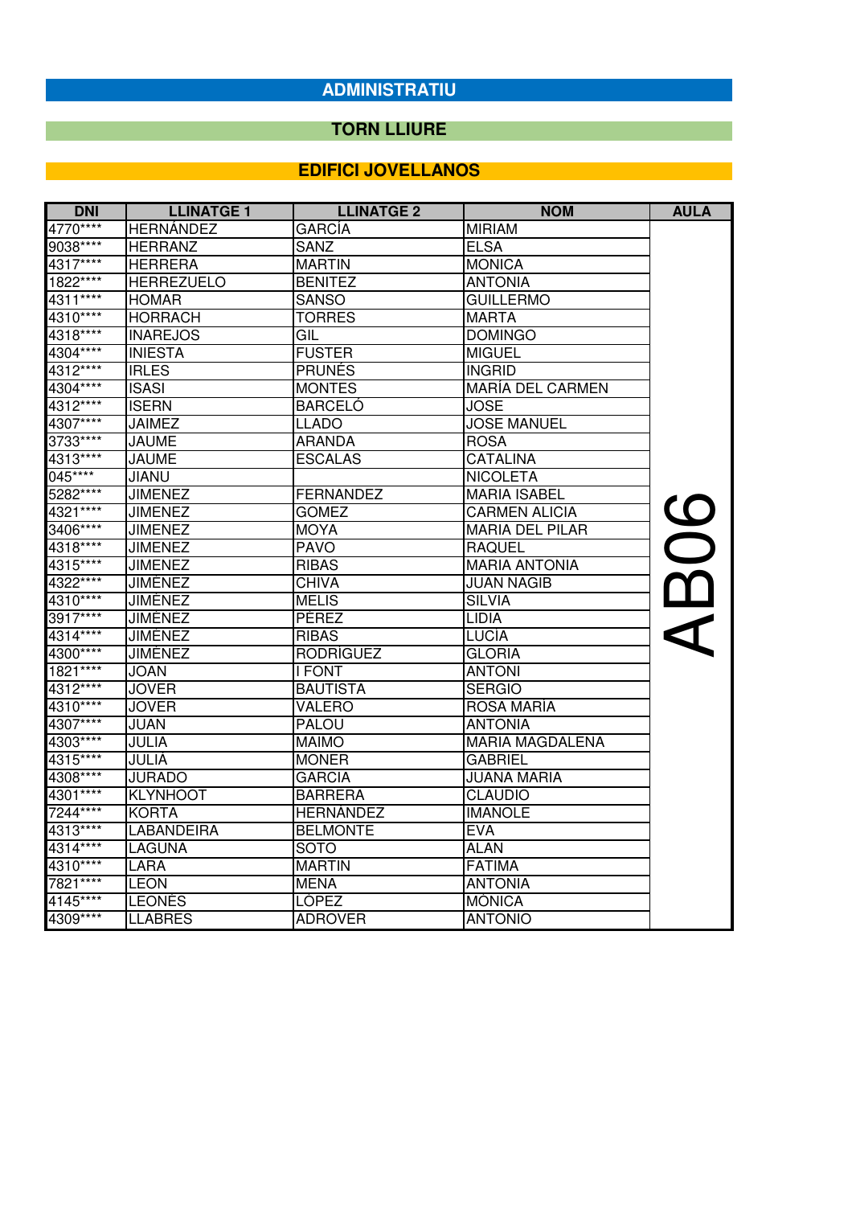## ADMINISTRATIU

### TORN LLIURE

### EDIFICI JOVELLANOS

| DNI | LLINATGE 1 | LLINATGE 2 | NOM | AULA |
|---|---|---|---|---|
| 4770**** | HERNÁNDEZ | GARCÍA | MIRIAM | AB06 |
| 9038**** | HERRANZ | SANZ | ELSA | |
| 4317**** | HERRERA | MARTIN | MONICA | |
| 1822**** | HERREZUELO | BENITEZ | ANTONIA | |
| 4311**** | HOMAR | SANSO | GUILLERMO | |
| 4310**** | HORRACH | TORRES | MARTA | |
| 4318**** | INAREJOS | GIL | DOMINGO | |
| 4304**** | INIESTA | FUSTER | MIGUEL | |
| 4312**** | IRLES | PRUNÉS | INGRID | |
| 4304**** | ISASI | MONTES | MARÍA DEL CARMEN | |
| 4312**** | ISERN | BARCELÓ | JOSE | |
| 4307**** | JAIMEZ | LLADO | JOSE MANUEL | |
| 3733**** | JAUME | ARANDA | ROSA | |
| 4313**** | JAUME | ESCALAS | CATALINA | |
| 045**** | JIANU | | NICOLETA | |
| 5282**** | JIMENEZ | FERNANDEZ | MARIA ISABEL | |
| 4321**** | JIMENEZ | GOMEZ | CARMEN ALICIA | |
| 3406**** | JIMENEZ | MOYA | MARIA DEL PILAR | |
| 4318**** | JIMENEZ | PAVO | RAQUEL | |
| 4315**** | JIMENEZ | RIBAS | MARIA ANTONIA | |
| 4322**** | JIMÉNEZ | CHIVA | JUAN NAGIB | |
| 4310**** | JIMÉNEZ | MELIS | SILVIA | |
| 3917**** | JIMÉNEZ | PÉREZ | LIDIA | |
| 4314**** | JIMÉNEZ | RIBAS | LUCÍA | |
| 4300**** | JIMÉNEZ | RODRÍGUEZ | GLORIA | |
| 1821**** | JOAN | I FONT | ANTONI | |
| 4312**** | JOVER | BAUTISTA | SERGIO | |
| 4310**** | JOVER | VALERO | ROSA MARÍA | |
| 4307**** | JUAN | PALOU | ANTONIA | |
| 4303**** | JULIA | MAIMO | MARIA MAGDALENA | |
| 4315**** | JULIÀ | MONER | GABRIEL | |
| 4308**** | JURADO | GARCIA | JUANA MARIA | |
| 4301**** | KLYNHOOT | BARRERA | CLAUDIO | |
| 7244**** | KORTA | HERNÁNDEZ | IMANOLE | |
| 4313**** | LABANDEIRA | BELMONTE | EVA | |
| 4314**** | LAGUNA | SOTO | ALAN | |
| 4310**** | LARA | MARTIN | FATIMA | |
| 7821**** | LEON | MENA | ANTONIA | |
| 4145**** | LEONÉS | LÓPEZ | MONICA | |
| 4309**** | LLABRES | ADROVER | ANTONIO | |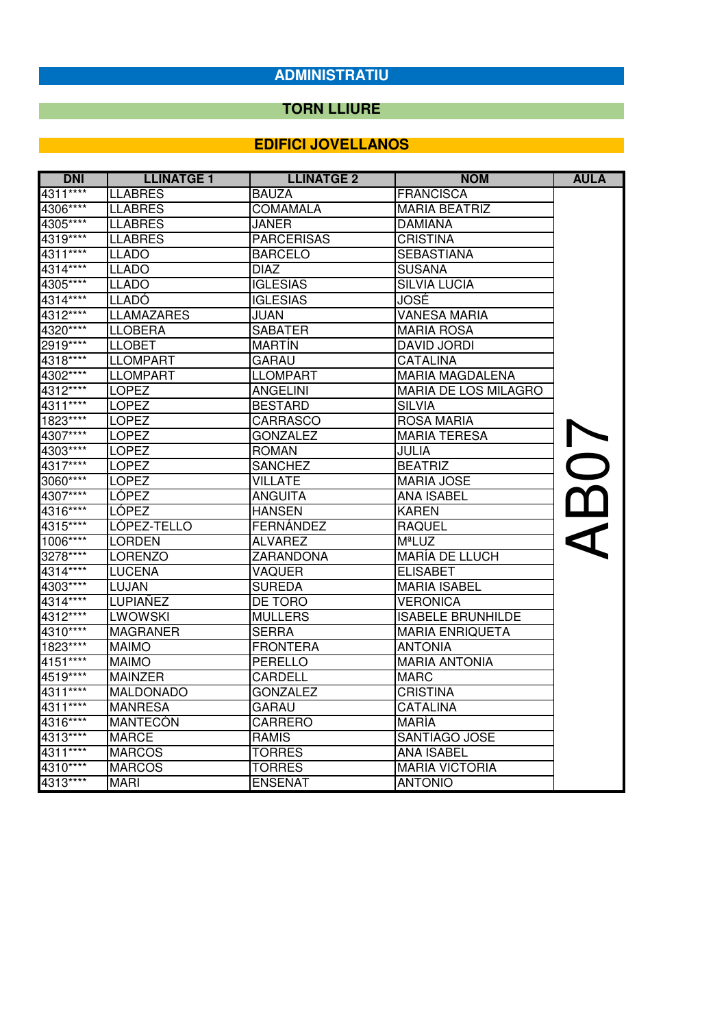## ADMINISTRATIU

### TORN LLIURE

### EDIFICI JOVELLANOS

| DNI | LLINATGE 1 | LLINATGE 2 | NOM | AULA |
|---|---|---|---|---|
| 4311**** | LLABRES | BAUZA | FRANCISCA | AB07 |
| 4306**** | LLABRES | COMAMALA | MARIA BEATRIZ | |
| 4305**** | LLABRES | JANER | DAMIANA | |
| 4319**** | LLABRES | PARCERISAS | CRISTINA | |
| 4311**** | LLADO | BARCELO | SEBASTIANA | |
| 4314**** | LLADO | DIAZ | SUSANA | |
| 4305**** | LLADO | IGLESIAS | SILVIA LUCIA | |
| 4314**** | LLADÓ | IGLESIAS | JOSÉ | |
| 4312**** | LLAMAZARES | JUAN | VANESA MARIA | |
| 4320**** | LLOBERA | SABATER | MARIA ROSA | |
| 2919**** | LLOBET | MARTÍN | DAVID JORDI | |
| 4318**** | LLOMPART | GARAU | CATALINA | |
| 4302**** | LLOMPART | LLOMPART | MARIA MAGDALENA | |
| 4312**** | LOPEZ | ANGELINI | MARIA DE LOS MILAGRO | |
| 4311**** | LOPEZ | BESTARD | SILVIA | |
| 1823**** | LOPEZ | CARRASCO | ROSA MARIA | |
| 4307**** | LOPEZ | GONZALEZ | MARIA TERESA | |
| 4303**** | LOPEZ | ROMAN | JULIA | |
| 4317**** | LOPEZ | SANCHEZ | BEATRIZ | |
| 3060**** | LOPEZ | VILLATE | MARIA JOSE | |
| 4307**** | LÓPEZ | ANGUITA | ANA ISABEL | |
| 4316**** | LÓPEZ | HANSEN | KAREN | |
| 4315**** | LÓPEZ-TELLO | FERNÁNDEZ | RAQUEL | |
| 1006**** | LORDEN | ALVAREZ | MªLUZ | |
| 3278**** | LORENZO | ZARANDONA | MARÍA DE LLUCH | |
| 4314**** | LUCENA | VAQUER | ELISABET | |
| 4303**** | LUJAN | SUREDA | MARIA ISABEL | |
| 4314**** | LUPIAÑEZ | DE TORO | VERONICA | |
| 4312**** | LWOWSKI | MULLERS | ISABELE BRUNHILDE | |
| 4310**** | MAGRANER | SERRA | MARIA ENRIQUETA | |
| 1823**** | MAIMO | FRONTERA | ANTONIA | |
| 4151**** | MAIMO | PERELLO | MARIA ANTONIA | |
| 4519**** | MAINZER | CARDELL | MARC | |
| 4311**** | MALDONADO | GONZALEZ | CRISTINA | |
| 4311**** | MANRESA | GARAU | CATALINA | |
| 4316**** | MANTECÓN | CARRERO | MARÍA | |
| 4313**** | MARCE | RAMIS | SANTIAGO JOSE | |
| 4311**** | MARCOS | TORRES | ANA ISABEL | |
| 4310**** | MARCOS | TORRES | MARIA VICTORIA | |
| 4313**** | MARI | ENSEÑAT | ANTONIO | |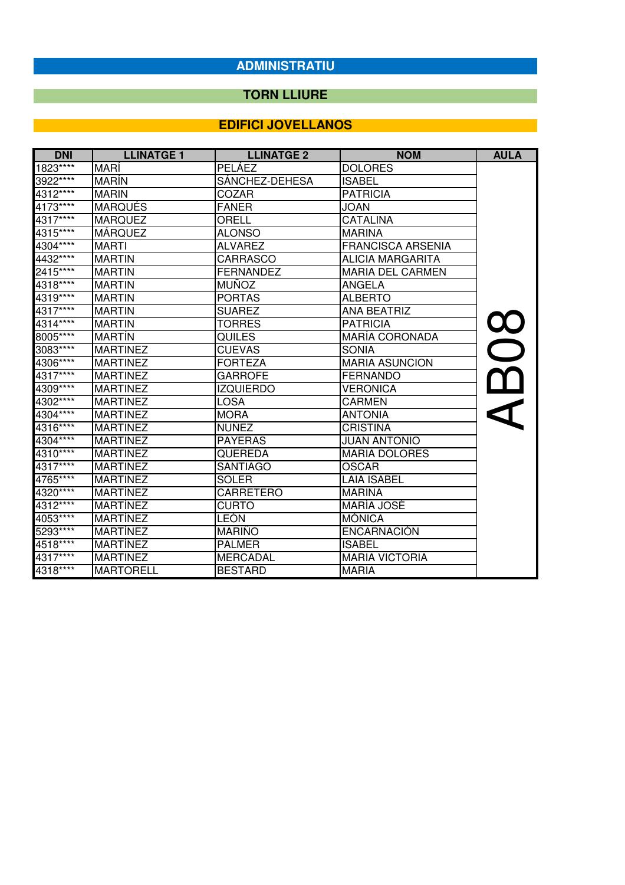# ADMINISTRATIU

## TORN LLIURE

## EDIFICI JOVELLANOS

| DNI | LLINATGE 1 | LLINATGE 2 | NOM | AULA |
|---|---|---|---|---|
| 1823**** | MARÍ | PELÁEZ | DOLORES | AB08 |
| 3922**** | MARÍN | SÁNCHEZ-DEHESA | ISABEL | |
| 4312**** | MARIN | COZAR | PATRICIA | |
| 4173**** | MARQUÉS | FANER | JOAN | |
| 4317**** | MARQUEZ | ORELL | CATALINA | |
| 4315**** | MÁRQUEZ | ALONSO | MARINA | |
| 4304**** | MARTI | ALVAREZ | FRANCISCA ARSENIA | |
| 4432**** | MARTIN | CARRASCO | ALICIA MARGARITA | |
| 2415**** | MARTIN | FERNANDEZ | MARIA DEL CARMEN | |
| 4318**** | MARTIN | MUÑOZ | ANGELA | |
| 4319**** | MARTIN | PORTAS | ALBERTO | |
| 4317**** | MARTIN | SUAREZ | ANA BEATRIZ | |
| 4314**** | MARTIN | TORRES | PATRICIA | |
| 8005**** | MARTÍN | QUILES | MARÍA CORONADA | |
| 3083**** | MARTINEZ | CUEVAS | SONIA | |
| 4306**** | MARTINEZ | FORTEZA | MARIA ASUNCION | |
| 4317**** | MARTINEZ | GARROFE | FERNANDO | |
| 4309**** | MARTINEZ | IZQUIERDO | VERONICA | |
| 4302**** | MARTINEZ | LOSA | CARMEN | |
| 4304**** | MARTINEZ | MORA | ANTONIA | |
| 4316**** | MARTINEZ | NUÑEZ | CRISTINA | |
| 4304**** | MARTINEZ | PAYERAS | JUAN ANTONIO | |
| 4310**** | MARTINEZ | QUEREDA | MARIA DOLORES | |
| 4317**** | MARTINEZ | SANTIAGO | OSCAR | |
| 4765**** | MARTINEZ | SOLER | LAIA ISABEL | |
| 4320**** | MARTÍNEZ | CARRETERO | MARINA | |
| 4312**** | MARTÍNEZ | CURTO | MARÍA JOSÉ | |
| 4053**** | MARTÍNEZ | LEÓN | MÓNICA | |
| 5293**** | MARTÍNEZ | MARIÑO | ENCARNACIÓN | |
| 4518**** | MARTÍNEZ | PALMER | ISABEL | |
| 4317**** | MARTINEZ | MERCADAL | MARIA VICTORIA | |
| 4318**** | MARTORELL | BESTARD | MARIA | |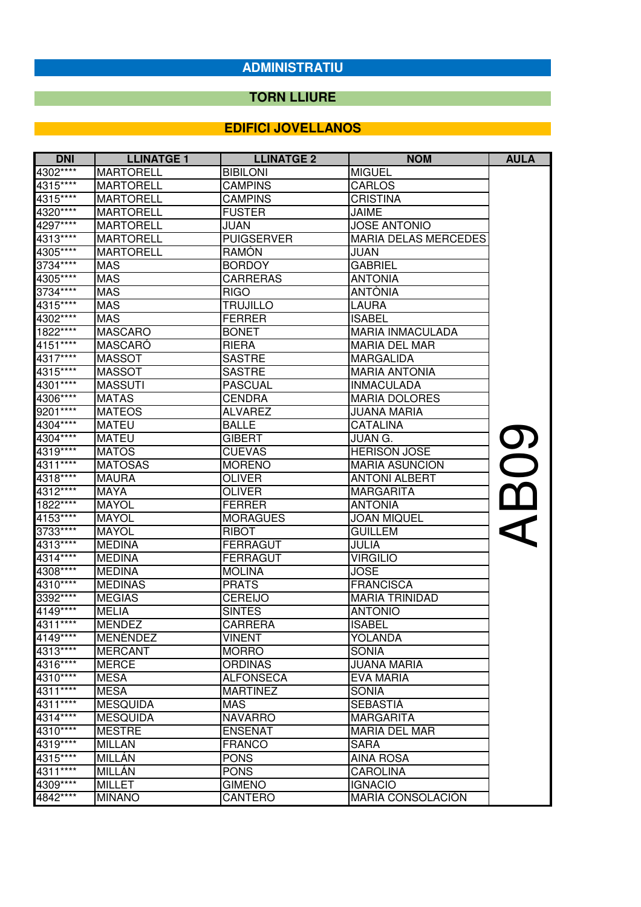## ADMINISTRATIU

### TORN LLIURE

### EDIFICI JOVELLANOS

| DNI | LLINATGE 1 | LLINATGE 2 | NOM | AULA |
|---|---|---|---|---|
| 4302**** | MARTORELL | BIBILONI | MIGUEL | AB09 |
| 4315**** | MARTORELL | CAMPINS | CARLOS | |
| 4315**** | MARTORELL | CAMPINS | CRISTINA | |
| 4320**** | MARTORELL | FUSTER | JAIME | |
| 4297**** | MARTORELL | JUAN | JOSE ANTONIO | |
| 4313**** | MARTORELL | PUIGSERVER | MARIA DELAS MERCEDES | |
| 4305**** | MARTORELL | RAMÓN | JUAN | |
| 3734**** | MAS | BORDOY | GABRIEL | |
| 4305**** | MAS | CARRERAS | ANTONIA | |
| 3734**** | MAS | RIGO | ANTÒNIA | |
| 4315**** | MAS | TRUJILLO | LAURA | |
| 4302**** | MAS | FERRER | ISABEL | |
| 1822**** | MASCARO | BONET | MARIA INMACULADA | |
| 4151**** | MASCARÓ | RIERA | MARIA DEL MAR | |
| 4317**** | MASSOT | SASTRE | MARGALIDA | |
| 4315**** | MASSOT | SASTRE | MARIA ANTONIA | |
| 4301**** | MASSUTI | PASCUAL | INMACULADA | |
| 4306**** | MATAS | CENDRA | MARIA DOLORES | |
| 9201**** | MATEOS | ALVAREZ | JUANA MARIA | |
| 4304**** | MATEU | BALLE | CATALINA | |
| 4304**** | MATEU | GIBERT | JUAN G. | |
| 4319**** | MATOS | CUEVAS | HERISON JOSE | |
| 4311**** | MATOSAS | MORENO | MARIA ASUNCION | |
| 4318**** | MAURA | OLIVER | ANTONI ALBERT | |
| 4312**** | MAYA | OLIVER | MARGARITA | |
| 1822**** | MAYOL | FERRER | ANTONIA | |
| 4153**** | MAYOL | MORAGUES | JOAN MIQUEL | |
| 3733**** | MAYOL | RIBOT | GUILLEM | |
| 4313**** | MEDINA | FERRAGUT | JULIA | |
| 4314**** | MEDINA | FERRAGUT | VIRGILIO | |
| 4308**** | MEDINA | MOLINA | JOSE | |
| 4310**** | MEDINAS | PRATS | FRANCISCA | |
| 3392**** | MEGIAS | CEREIJO | MARIA TRINIDAD | |
| 4149**** | MELIA | SINTES | ANTONIO | |
| 4311**** | MENDEZ | CARRERA | ISABEL | |
| 4149**** | MENÉNDEZ | VINENT | YOLANDA | |
| 4313**** | MERCANT | MORRO | SONIA | |
| 4316**** | MERCE | ORDINAS | JUANA MARIA | |
| 4310**** | MESA | ALFONSECA | EVA MARIA | |
| 4311**** | MESA | MARTINEZ | SONIA | |
| 4311**** | MESQUIDA | MAS | SEBASTIÁ | |
| 4314**** | MESQUIDA | NAVARRO | MARGARITA | |
| 4310**** | MESTRE | ENSENAT | MARIA DEL MAR | |
| 4319**** | MILLAN | FRANCO | SARA | |
| 4315**** | MILLÁN | PONS | AINA ROSA | |
| 4311**** | MILLÁN | PONS | CAROLINA | |
| 4309**** | MILLET | GIMENO | IGNACIO | |
| 4842**** | MIÑANO | CANTERO | MARÍA CONSOLACIÓN | |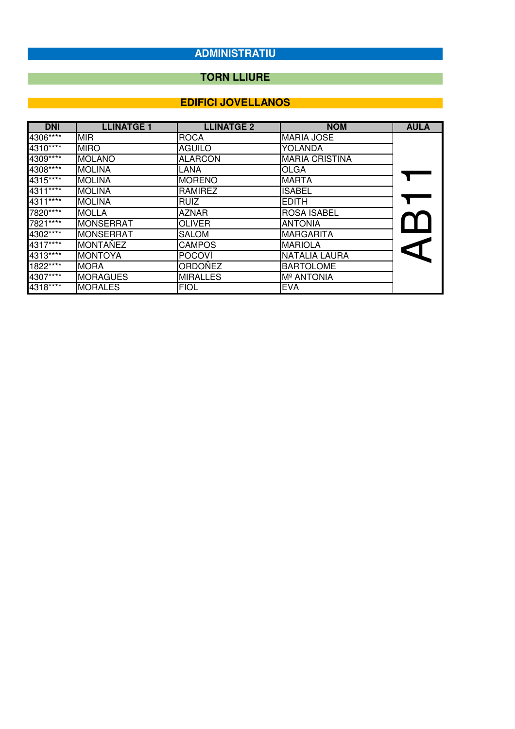## ADMINISTRATIU

### TORN LLIURE

### EDIFICI JOVELLANOS

| DNI | LLINATGE 1 | LLINATGE 2 | NOM | AULA |
|---|---|---|---|---|
| 4306**** | MIR | ROCA | MARIA JOSE | AB11 |
| 4310**** | MIRÓ | AGUILÓ | YOLANDA | |
| 4309**** | MOLANO | ALARCON | MARIA CRISTINA | |
| 4308**** | MOLINA | LANA | OLGA | |
| 4315**** | MOLINA | MORENO | MARTA | |
| 4311**** | MOLINA | RAMIREZ | ISABEL | |
| 4311**** | MOLINA | RUIZ | EDITH | |
| 7820**** | MOLLA | AZNAR | ROSA ISABEL | |
| 7821**** | MONSERRAT | OLIVER | ANTONIA | |
| 4302**** | MONSERRAT | SALOM | MARGARITA | |
| 4317**** | MONTAÑEZ | CAMPOS | MARIOLA | |
| 4313**** | MONTOYA | POCOVÍ | NATALIA LAURA | |
| 1822**** | MORA | ORDOÑEZ | BARTOLOME | |
| 4307**** | MORAGUES | MIRALLES | Mª ANTONIA | |
| 4318**** | MORALES | FIOL | EVA | |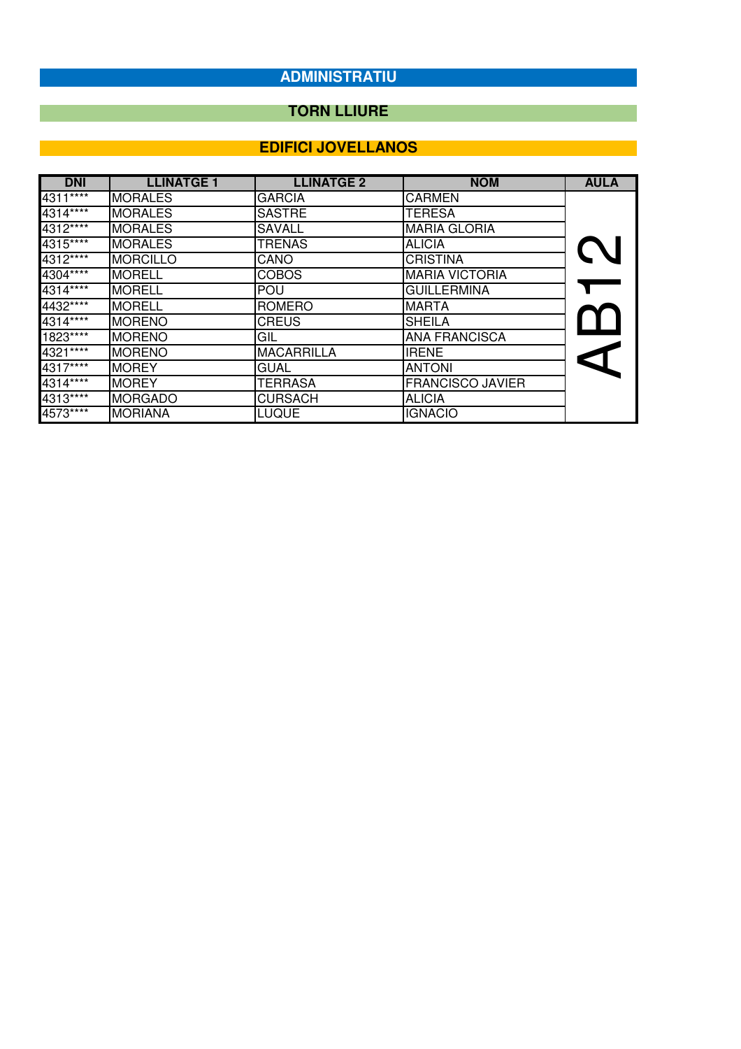## ADMINISTRATIU

## TORN LLIURE

## EDIFICI JOVELLANOS

| DNI | LLINATGE 1 | LLINATGE 2 | NOM | AULA |
|---|---|---|---|---|
| 4311**** | MORALES | GARCIA | CARMEN | AB12 |
| 4314**** | MORALES | SASTRE | TERESA | |
| 4312**** | MORALES | SAVALL | MARIA GLORIA | |
| 4315**** | MORALES | TRENAS | ALICIA | |
| 4312**** | MORCILLO | CANO | CRISTINA | |
| 4304**** | MORELL | COBOS | MARIA VICTORIA | |
| 4314**** | MORELL | POU | GUILLERMINA | |
| 4432**** | MORELL | ROMERO | MARTA | |
| 4314**** | MORENO | CREUS | SHEILA | |
| 1823**** | MORENO | GIL | ANA FRANCISCA | |
| 4321**** | MORENO | MACARRILLA | IRENE | |
| 4317**** | MOREY | GUAL | ANTONI | |
| 4314**** | MOREY | TERRASA | FRANCISCO JAVIER | |
| 4313**** | MORGADO | CURSACH | ALICIA | |
| 4573**** | MORIANA | LUQUE | IGNACIO | |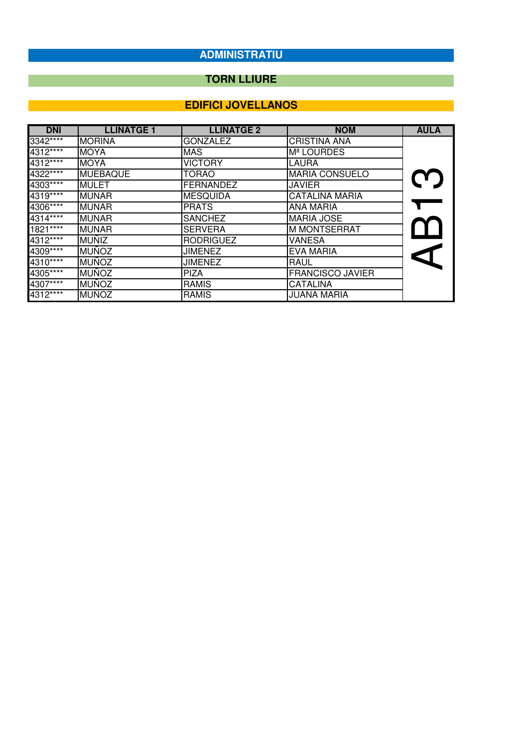## ADMINISTRATIU

### TORN LLIURE

### EDIFICI JOVELLANOS

| DNI | LLINATGE 1 | LLINATGE 2 | NOM | AULA |
|---|---|---|---|---|
| 3342**** | MORIÑA | GONZALEZ | CRISTINA ANA | AB13 |
| 4312**** | MOYA | MAS | Mª LOURDES | |
| 4312**** | MOYÀ | VICTORY | LAURA | |
| 4322**** | MUEBAQUE | TORAO | MARIA CONSUELO | |
| 4303**** | MULET | FERNANDEZ | JAVIER | |
| 4319**** | MUNAR | MESQUIDA | CATALINA MARIA | |
| 4306**** | MUNAR | PRATS | ANA MARIA | |
| 4314**** | MUNAR | SANCHEZ | MARIA JOSE | |
| 1821**** | MUNAR | SERVERA | M MONTSERRAT | |
| 4312**** | MUÑIZ | RODRIGUEZ | VANESA | |
| 4309**** | MUÑOZ | JIMENEZ | EVA MARIA | |
| 4310**** | MUÑOZ | JIMENEZ | RAUL | |
| 4305**** | MUÑOZ | PIZA | FRANCISCO JAVIER | |
| 4307**** | MUÑOZ | RAMIS | CATALINA | |
| 4312**** | MUÑOZ | RAMIS | JUANA MARIA | |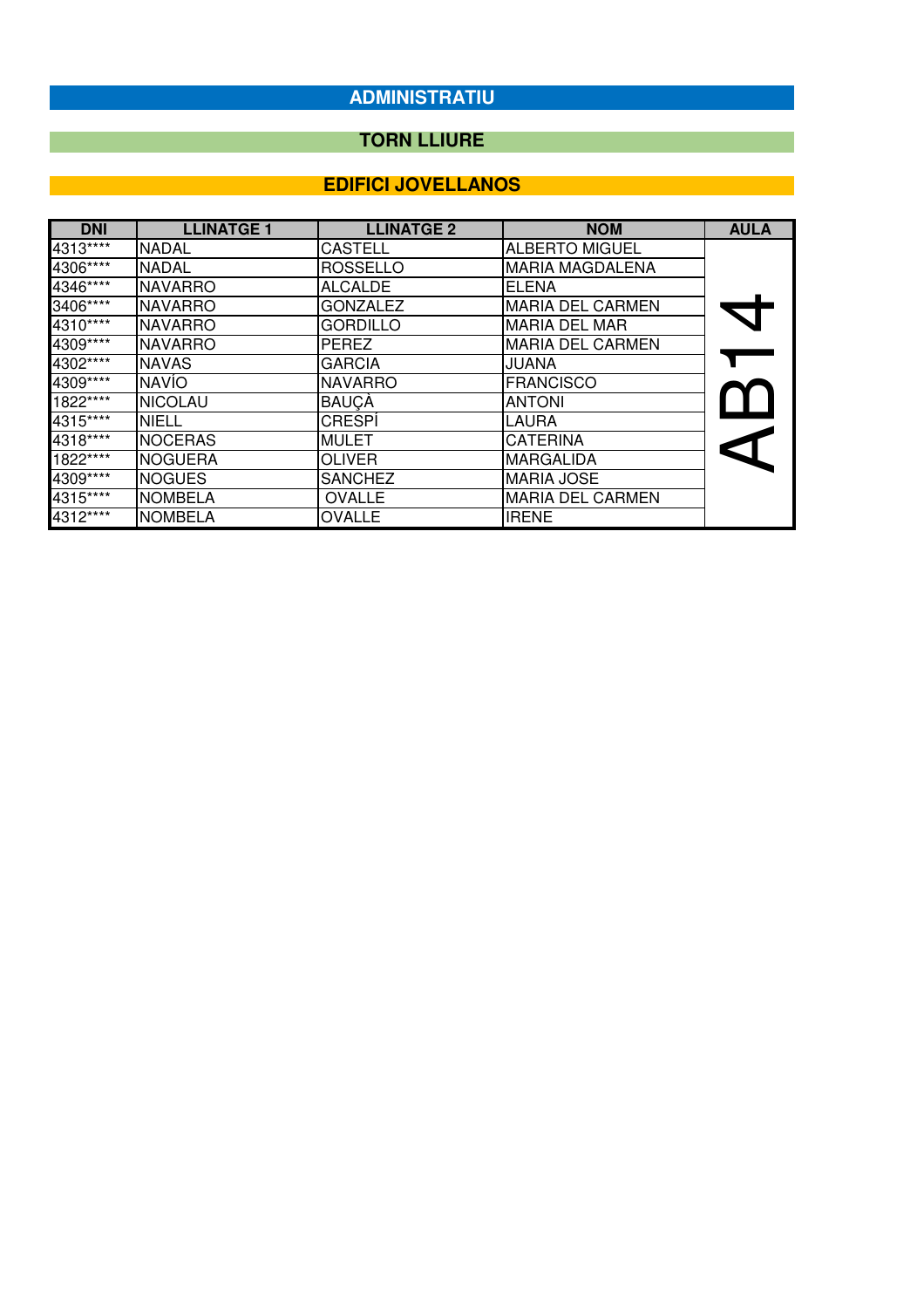## ADMINISTRATIU

### TORN LLIURE

### EDIFICI JOVELLANOS

| DNI | LLINATGE 1 | LLINATGE 2 | NOM | AULA |
|---|---|---|---|---|
| 4313**** | NADAL | CASTELL | ALBERTO MIGUEL | AB14 |
| 4306**** | NADAL | ROSSELLO | MARIA MAGDALENA | |
| 4346**** | NAVARRO | ALCALDE | ELENA | |
| 3406**** | NAVARRO | GONZALEZ | MARIA DEL CARMEN | |
| 4310**** | NAVARRO | GORDILLO | MARIA DEL MAR | |
| 4309**** | NAVARRO | PEREZ | MARIA DEL CARMEN | |
| 4302**** | NAVAS | GARCIA | JUANA | |
| 4309**** | NAVÍO | NAVARRO | FRANCISCO | |
| 1822**** | NICOLAU | BAUÇÀ | ANTONI | |
| 4315**** | NIELL | CRESPÍ | LAURA | |
| 4318**** | NOCERAS | MULET | CATERINA | |
| 1822**** | NOGUERA | OLIVER | MARGALIDA | |
| 4309**** | NOGUES | SANCHEZ | MARIA JOSE | |
| 4315**** | NOMBELA | OVALLE | MARIA DEL CARMEN | |
| 4312**** | NOMBELA | OVALLE | IRENE | |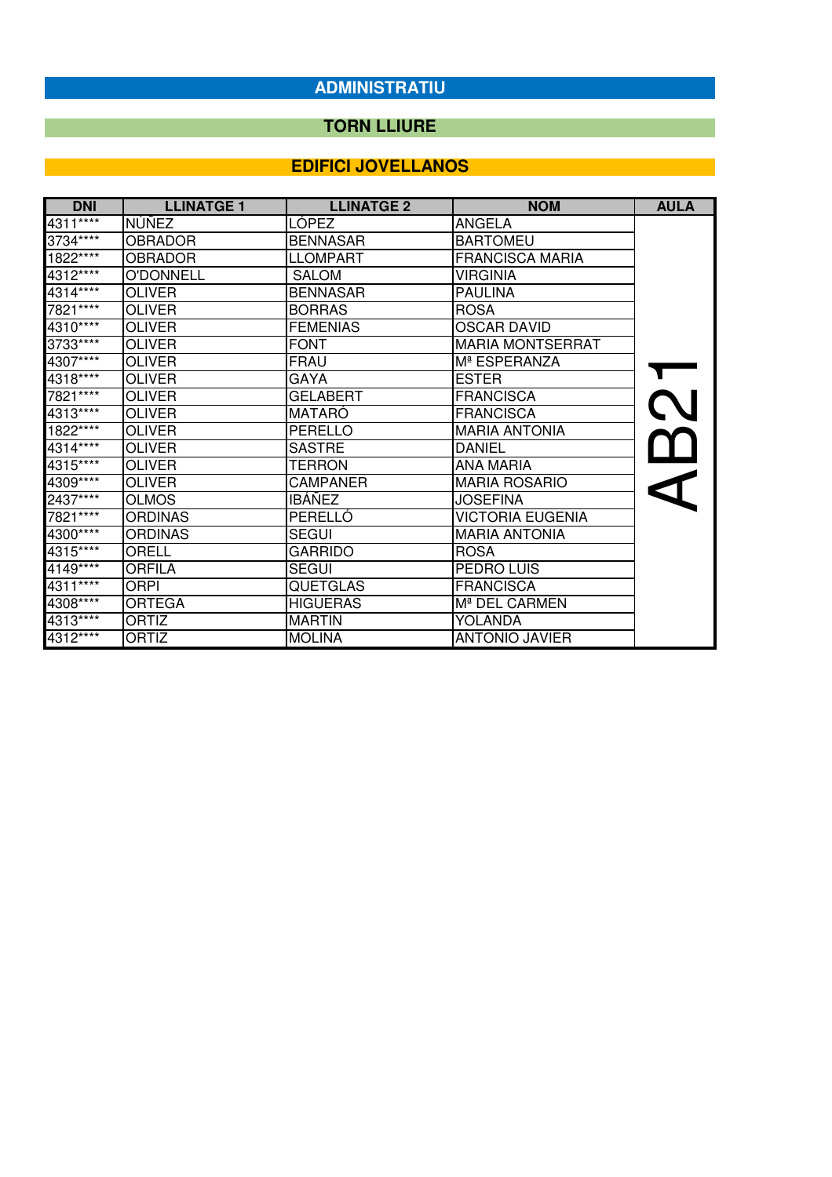## ADMINISTRATIU

### TORN LLIURE

### EDIFICI JOVELLANOS

| DNI | LLINATGE 1 | LLINATGE 2 | NOM | AULA |
|---|---|---|---|---|
| 4311**** | NÚÑEZ | LÓPEZ | ANGELA | AB21 |
| 3734**** | OBRADOR | BENNASAR | BARTOMEU | |
| 1822**** | OBRADOR | LLOMPART | FRANCISCA MARIA | |
| 4312**** | O'DONNELL | SALOM | VIRGINIA | |
| 4314**** | OLIVER | BENNASAR | PAULINA | |
| 7821**** | OLIVER | BORRAS | ROSA | |
| 4310**** | OLIVER | FEMENIAS | OSCAR DAVID | |
| 3733**** | OLIVER | FONT | MARIA MONTSERRAT | |
| 4307**** | OLIVER | FRAU | Mª ESPERANZA | |
| 4318**** | OLIVER | GAYA | ESTER | |
| 7821**** | OLIVER | GELABERT | FRANCISCA | |
| 4313**** | OLIVER | MATARÓ | FRANCISCA | |
| 1822**** | OLIVER | PERELLO | MARIA ANTONIA | |
| 4314**** | OLIVER | SASTRE | DANIEL | |
| 4315**** | OLIVER | TERRON | ANA MARIA | |
| 4309**** | OLIVER | CAMPANER | MARIA ROSARIO | |
| 2437**** | OLMOS | IBÁÑEZ | JOSEFINA | |
| 7821**** | ORDINAS | PERELLÓ | VICTORIA EUGENIA | |
| 4300**** | ORDINAS | SEGUI | MARIA ANTONIA | |
| 4315**** | ORELL | GARRIDO | ROSA | |
| 4149**** | ORFILA | SEGUI | PEDRO LUIS | |
| 4311**** | ORPI | QUETGLAS | FRANCISCA | |
| 4308**** | ORTEGA | HIGUERAS | Mª DEL CARMEN | |
| 4313**** | ORTIZ | MARTIN | YOLANDA | |
| 4312**** | ORTIZ | MOLINA | ANTONIO JAVIER | |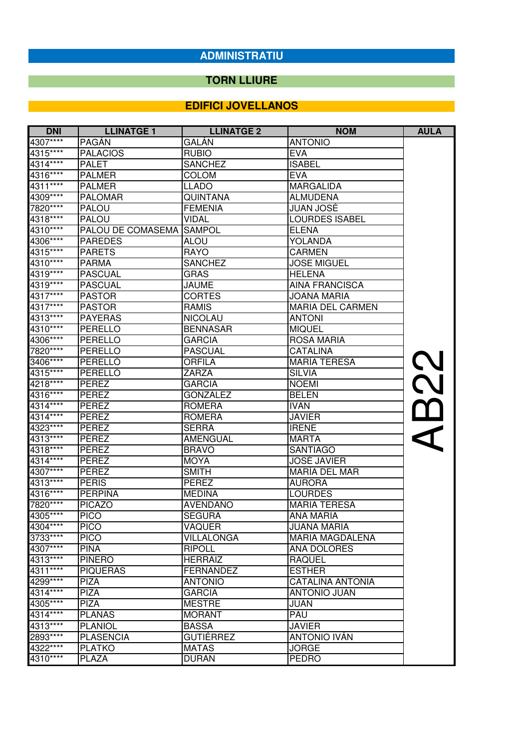## ADMINISTRATIU

### TORN LLIURE

### EDIFICI JOVELLANOS

| DNI | LLINATGE 1 | LLINATGE 2 | NOM | AULA |
|---|---|---|---|---|
| 4307**** | PAGÁN | GALÁN | ANTONIO | AB22 |
| 4315**** | PALACIOS | RUBIO | EVA | |
| 4314**** | PALET | SANCHEZ | ISABEL | |
| 4316**** | PALMER | COLOM | EVA | |
| 4311**** | PALMER | LLADO | MARGALIDA | |
| 4309**** | PALOMAR | QUINTANA | ALMUDENA | |
| 7820**** | PALOU | FEMENIA | JUAN JOSÉ | |
| 4318**** | PALOU | VIDAL | LOURDES ISABEL | |
| 4310**** | PALOU DE COMASEMA | SAMPOL | ELENA | |
| 4306**** | PAREDES | ALOU | YOLANDA | |
| 4315**** | PARETS | RAYO | CARMEN | |
| 4310**** | PARMA | SANCHEZ | JOSE MIGUEL | |
| 4319**** | PASCUAL | GRAS | HELENA | |
| 4319**** | PASCUAL | JAUME | AINA FRANCISCA | |
| 4317**** | PASTOR | CORTES | JOANA MARIA | |
| 4317**** | PASTOR | RAMIS | MARIA DEL CARMEN | |
| 4313**** | PAYERAS | NICOLAU | ANTONI | |
| 4310**** | PERELLO | BENNASAR | MIQUEL | |
| 4306**** | PERELLO | GARCIA | ROSA MARIA | |
| 7820**** | PERELLO | PASCUAL | CATALINA | |
| 3406**** | PERELLÓ | ORFILA | MARÍA TERESA | |
| 4315**** | PERELLÓ | ZARZA | SILVIA | |
| 4218**** | PEREZ | GARCIA | NOEMI | |
| 4316**** | PEREZ | GONZALEZ | BELEN | |
| 4314**** | PEREZ | ROMERA | IVAN | |
| 4314**** | PEREZ | ROMERA | JAVIER | |
| 4323**** | PEREZ | SERRA | IRENE | |
| 4313**** | PÉREZ | AMENGUAL | MARTA | |
| 4318**** | PÉREZ | BRAVO | SANTIAGO | |
| 4314**** | PÉREZ | MOYA | JOSÉ JAVIER | |
| 4307**** | PÉREZ | SMITH | MARÍA DEL MAR | |
| 4313**** | PERIS | PEREZ | AURORA | |
| 4316**** | PERPINA | MEDINA | LOURDES | |
| 7820**** | PICAZO | AVENDANO | MARIA TERESA | |
| 4305**** | PICO | SEGURA | ANA MARIA | |
| 4304**** | PICO | VAQUER | JUANA MARIA | |
| 3733**** | PICO | VILLALONGA | MARIA MAGDALENA | |
| 4307**** | PINA | RIPOLL | ANA DOLORES | |
| 4313**** | PINERO | HERRAIZ | RAQUEL | |
| 4311**** | PIQUERAS | FERNANDEZ | ESTHER | |
| 4299**** | PIZA | ANTONIO | CATALINA ANTONIA | |
| 4314**** | PIZA | GARCIA | ANTONIO JUAN | |
| 4305**** | PIZA | MESTRE | JUAN | |
| 4314**** | PLANAS | MORANT | PAU | |
| 4313**** | PLANIOL | BASSA | JAVIER | |
| 2893**** | PLASENCIA | GUTIÉRREZ | ANTONIO IVÁN | |
| 4322**** | PLATKO | MATAS | JORGE | |
| 4310**** | PLAZA | DURAN | PEDRO | |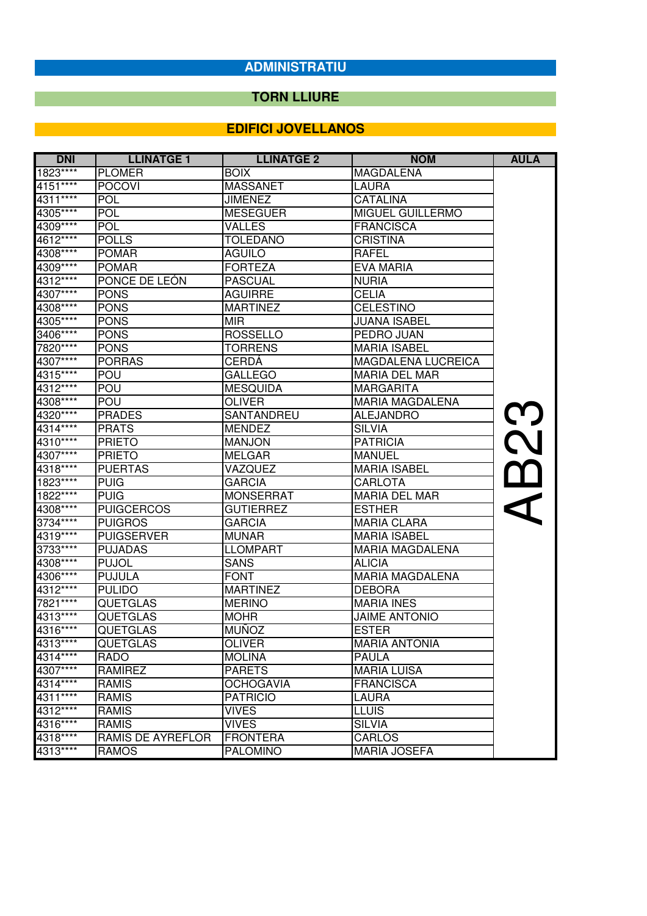# ADMINISTRATIU

## TORN LLIURE

### EDIFICI JOVELLANOS

| DNI | LLINATGE 1 | LLINATGE 2 | NOM | AULA |
|---|---|---|---|---|
| 1823**** | PLOMER | BOIX | MAGDALENA | AB23 |
| 4151**** | POCOVÍ | MASSANET | LAURA | |
| 4311**** | POL | JIMENEZ | CATALINA | |
| 4305**** | POL | MESEGUER | MIGUEL GUILLERMO | |
| 4309**** | POL | VALLES | FRANCISCA | |
| 4612**** | POLLS | TOLEDANO | CRISTINA | |
| 4308**** | POMAR | AGUILO | RAFEL | |
| 4309**** | POMAR | FORTEZA | EVA MARIA | |
| 4312**** | PONCE DE LEÓN | PASCUAL | NURIA | |
| 4307**** | PONS | AGUIRRE | CELIA | |
| 4308**** | PONS | MARTINEZ | CELESTINO | |
| 4305**** | PONS | MIR | JUANA ISABEL | |
| 3406**** | PONS | ROSSELLO | PEDRO JUAN | |
| 7820**** | PONS | TORRENS | MARIA ISABEL | |
| 4307**** | PORRAS | CERDÁ | MAGDALENA LUCREICA | |
| 4315**** | POU | GALLEGO | MARIA DEL MAR | |
| 4312**** | POU | MESQUIDA | MARGARITA | |
| 4308**** | POU | OLIVER | MARIA MAGDALENA | |
| 4320**** | PRADES | SANTANDREU | ALEJANDRO | |
| 4314**** | PRATS | MENDEZ | SILVIA | |
| 4310**** | PRIETO | MANJON | PATRICIA | |
| 4307**** | PRIETO | MELGAR | MANUEL | |
| 4318**** | PUERTAS | VAZQUEZ | MARIA ISABEL | |
| 1823**** | PUIG | GARCIA | CARLOTA | |
| 1822**** | PUIG | MONSERRAT | MARIA DEL MAR | |
| 4308**** | PUIGCERCOS | GUTIERREZ | ESTHER | |
| 3734**** | PUIGROS | GARCIA | MARIA CLARA | |
| 4319**** | PUIGSERVER | MUNAR | MARIA ISABEL | |
| 3733**** | PUJADAS | LLOMPART | MARIA MAGDALENA | |
| 4308**** | PUJOL | SANS | ALICIA | |
| 4306**** | PUJULA | FONT | MARIA MAGDALENA | |
| 4312**** | PULIDO | MARTINEZ | DEBORA | |
| 7821**** | QUETGLAS | MERINO | MARIA INES | |
| 4313**** | QUETGLAS | MOHR | JAIME ANTONIO | |
| 4316**** | QUETGLAS | MUÑOZ | ESTER | |
| 4313**** | QUETGLAS | OLIVER | MARIA ANTONIA | |
| 4314**** | RADO | MOLINA | PAULA | |
| 4307**** | RAMIREZ | PARETS | MARIA LUISA | |
| 4314**** | RAMIS | OCHOGAVIA | FRANCISCA | |
| 4311**** | RAMIS | PATRICIO | LAURA | |
| 4312**** | RAMIS | VIVES | LLUIS | |
| 4316**** | RAMIS | VIVES | SILVIA | |
| 4318**** | RAMIS DE AYREFLOR | FRONTERA | CARLOS | |
| 4313**** | RAMOS | PALOMINO | MARIA JOSEFA | |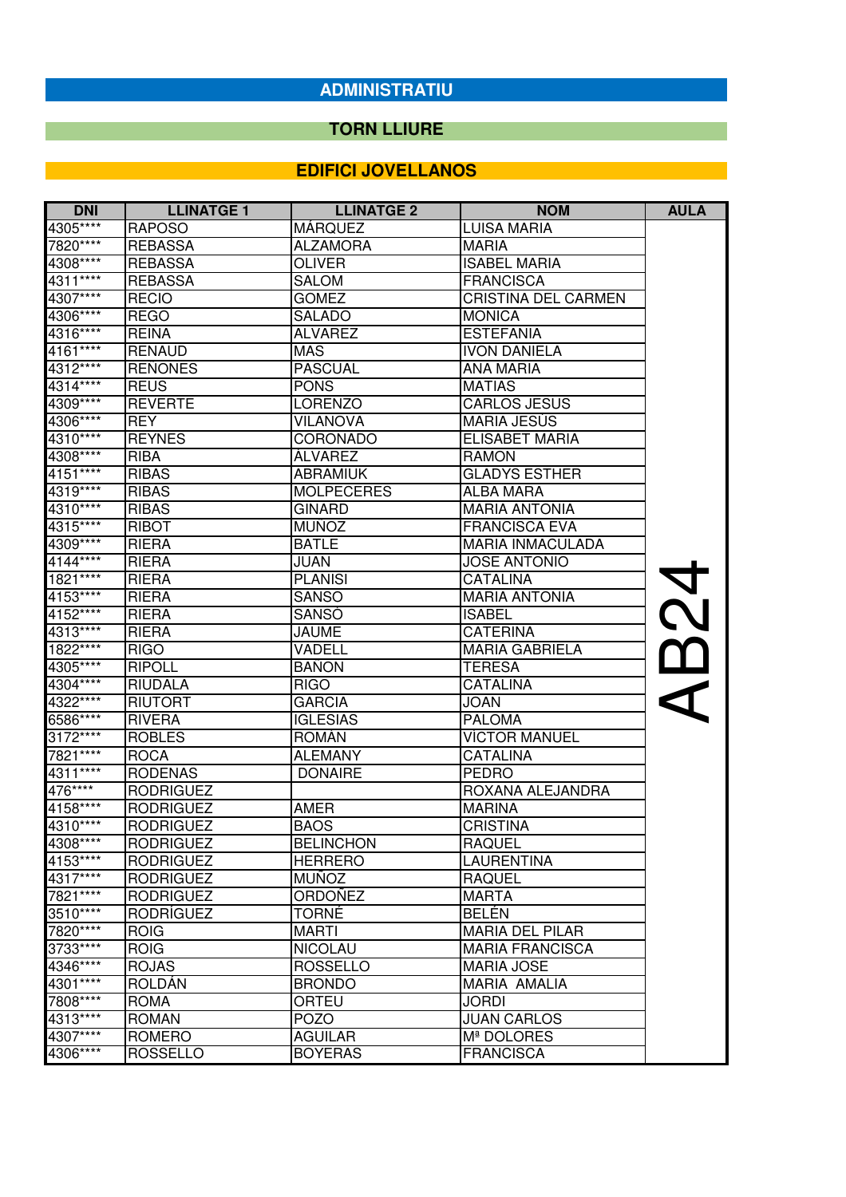# ADMINISTRATIU

## TORN LLIURE

## EDIFICI JOVELLANOS

| DNI | LLINATGE 1 | LLINATGE 2 | NOM | AULA |
|---|---|---|---|---|
| 4305**** | RAPOSO | MÁRQUEZ | LUISA MARIA | AB24 |
| 7820**** | REBASSA | ALZAMORA | MARIA | |
| 4308**** | REBASSA | OLIVER | ISABEL MARIA | |
| 4311**** | REBASSA | SALOM | FRANCISCA | |
| 4307**** | RECIO | GOMEZ | CRISTINA DEL CARMEN | |
| 4306**** | REGO | SALADO | MONICA | |
| 4316**** | REINA | ALVAREZ | ESTEFANIA | |
| 4161**** | RENAUD | MAS | IVON DANIELA | |
| 4312**** | RENONES | PASCUAL | ANA MARIA | |
| 4314**** | REUS | PONS | MATIAS | |
| 4309**** | REVERTE | LORENZO | CARLOS JESUS | |
| 4306**** | REY | VILANOVA | MARIA JESÚS | |
| 4310**** | REYNES | CORONADO | ELISABET MARIA | |
| 4308**** | RIBA | ÁLVAREZ | RAMON | |
| 4151**** | RIBAS | ABRAMIUK | GLADYS ESTHER | |
| 4319**** | RIBAS | MOLPECERES | ALBA MARA | |
| 4310**** | RIBAS | GINARD | MARIA ANTONIA | |
| 4315**** | RIBOT | MUNOZ | FRANCISCA EVA | |
| 4309**** | RIERA | BATLE | MARIA INMACULADA | |
| 4144**** | RIERA | JUAN | JOSE ANTONIO | |
| 1821**** | RIERA | PLANISI | CATALINA | |
| 4153**** | RIERA | SANSO | MARIA ANTONIA | |
| 4152**** | RIERA | SANSÓ | ISABEL | |
| 4313**** | RIERA | JAUME | CATERINA | |
| 1822**** | RIGO | VADELL | MARIA GABRIELA | |
| 4305**** | RIPOLL | BAÑON | TERESA | |
| 4304**** | RIUDALA | RIGO | CATALINA | |
| 4322**** | RIUTORT | GARCIA | JOAN | |
| 6586**** | RIVERA | IGLESIAS | PALOMA | |
| 3172**** | ROBLES | ROMÁN | VÍCTOR MANUEL | |
| 7821**** | ROCA | ALEMANY | CATALINA | |
| 4311**** | RODENAS | DONAIRE | PEDRO | |
| 476**** | RODRIGUEZ | | ROXANA ALEJANDRA | |
| 4158**** | RODRIGUEZ | AMER | MARINA | |
| 4310**** | RODRIGUEZ | BAOS | CRISTINA | |
| 4308**** | RODRIGUEZ | BELINCHON | RAQUEL | |
| 4153**** | RODRIGUEZ | HERRERO | LAURENTINA | |
| 4317**** | RODRIGUEZ | MUÑOZ | RAQUEL | |
| 7821**** | RODRIGUEZ | ORDOÑEZ | MARTA | |
| 3510**** | RODRÍGUEZ | TORNÉ | BELÉN | |
| 7820**** | ROIG | MARTI | MARIA DEL PILAR | |
| 3733**** | ROIG | NICOLAU | MARIA FRANCISCA | |
| 4346**** | ROJAS | ROSSELLO | MARIA JOSE | |
| 4301**** | ROLDÁN | BRONDO | MARIA AMALIA | |
| 7808**** | ROMA | ORTEU | JORDI | |
| 4313**** | ROMAN | POZO | JUAN CARLOS | |
| 4307**** | ROMERO | AGUILAR | Mª DOLORES | |
| 4306**** | ROSSELLO | BOYERAS | FRANCISCA | |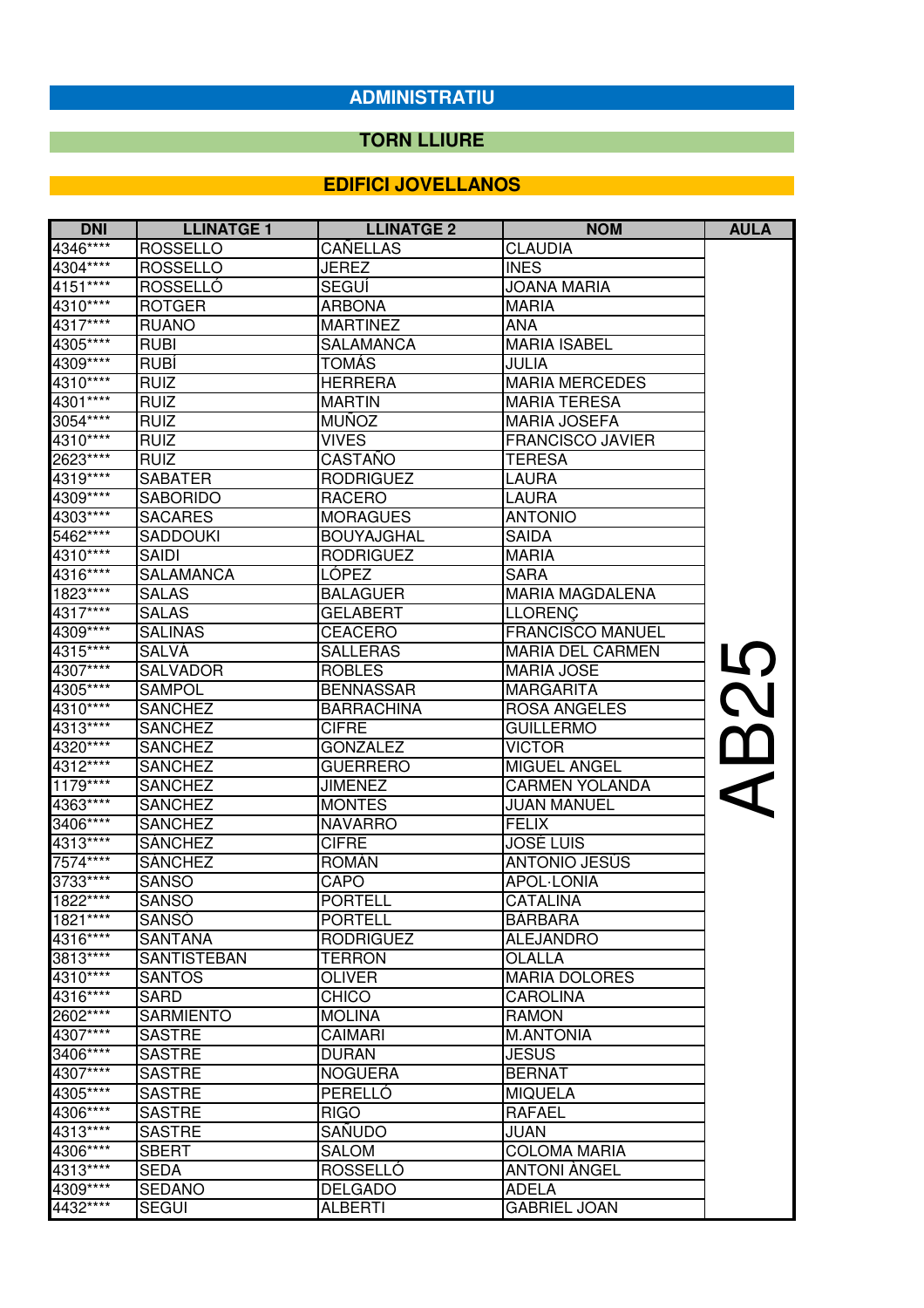## ADMINISTRATIU

### TORN LLIURE

### EDIFICI JOVELLANOS

| DNI | LLINATGE 1 | LLINATGE 2 | NOM | AULA |
|---|---|---|---|---|
| 4346**** | ROSSELLO | CAÑELLAS | CLAUDIA | AB25 |
| 4304**** | ROSSELLO | JEREZ | INES | |
| 4151**** | ROSSELLÓ | SEGUÍ | JOANA MARIA | |
| 4310**** | ROTGER | ARBONA | MARIA | |
| 4317**** | RUANO | MARTINEZ | ANA | |
| 4305**** | RUBI | SALAMANCA | MARIA ISABEL | |
| 4309**** | RUBÍ | TOMÁS | JULIA | |
| 4310**** | RUIZ | HERRERA | MARIA MERCEDES | |
| 4301**** | RUIZ | MARTIN | MARIA TERESA | |
| 3054**** | RUIZ | MUÑOZ | MARIA JOSEFA | |
| 4310**** | RUIZ | VIVES | FRANCISCO JAVIER | |
| 2623**** | RUIZ | CASTAÑO | TERESA | |
| 4319**** | SABATER | RODRIGUEZ | LAURA | |
| 4309**** | SABORIDO | RACERO | LAURA | |
| 4303**** | SACARES | MORAGUES | ANTONIO | |
| 5462**** | SADDOUKI | BOUYAJGHAL | SAIDA | |
| 4310**** | SAIDI | RODRIGUEZ | MARIA | |
| 4316**** | SALAMANCA | LÓPEZ | SARA | |
| 1823**** | SALAS | BALAGUER | MARIA MAGDALENA | |
| 4317**** | SALAS | GELABERT | LLORENÇ | |
| 4309**** | SALINAS | CEACERO | FRANCISCO MANUEL | |
| 4315**** | SALVA | SALLERAS | MARIA DEL CARMEN | |
| 4307**** | SALVADOR | ROBLES | MARIA JOSE | |
| 4305**** | SAMPOL | BENNASSAR | MARGARITA | |
| 4310**** | SANCHEZ | BARRACHINA | ROSA ANGELES | |
| 4313**** | SANCHEZ | CIFRE | GUILLERMO | |
| 4320**** | SANCHEZ | GONZALEZ | VICTOR | |
| 4312**** | SANCHEZ | GUERRERO | MIGUEL ANGEL | |
| 1179**** | SANCHEZ | JIMENEZ | CARMEN YOLANDA | |
| 4363**** | SANCHEZ | MONTES | JUAN MANUEL | |
| 3406**** | SANCHEZ | NAVARRO | FELIX | |
| 4313**** | SÁNCHEZ | CIFRE | JOSÉ LUIS | |
| 7574**** | SÁNCHEZ | ROMÁN | ANTONIO JESÚS | |
| 3733**** | SANSO | CAPO | APOL·LONIA | |
| 1822**** | SANSO | PORTELL | CATALINA | |
| 1821**** | SANSÓ | PORTELL | BÀRBARA | |
| 4316**** | SANTANA | RODRIGUEZ | ALEJANDRO | |
| 3813**** | SANTISTEBAN | TERRON | OLALLA | |
| 4310**** | SANTOS | OLIVER | MARIA DOLORES | |
| 4316**** | SARD | CHICO | CAROLINA | |
| 2602**** | SARMIENTO | MOLINA | RAMON | |
| 4307**** | SASTRE | CAIMARI | M.ANTONIA | |
| 3406**** | SASTRE | DURAN | JESUS | |
| 4307**** | SASTRE | NOGUERA | BERNAT | |
| 4305**** | SASTRE | PERELLÓ | MIQUELA | |
| 4306**** | SASTRE | RIGO | RAFAEL | |
| 4313**** | SASTRE | SAÑUDO | JUAN | |
| 4306**** | SBERT | SALOM | COLOMA MARIA | |
| 4313**** | SEDA | ROSSELLÓ | ANTONI ÀNGEL | |
| 4309**** | SEDANO | DELGADO | ADELA | |
| 4432**** | SEGUI | ALBERTI | GABRIEL JOAN | |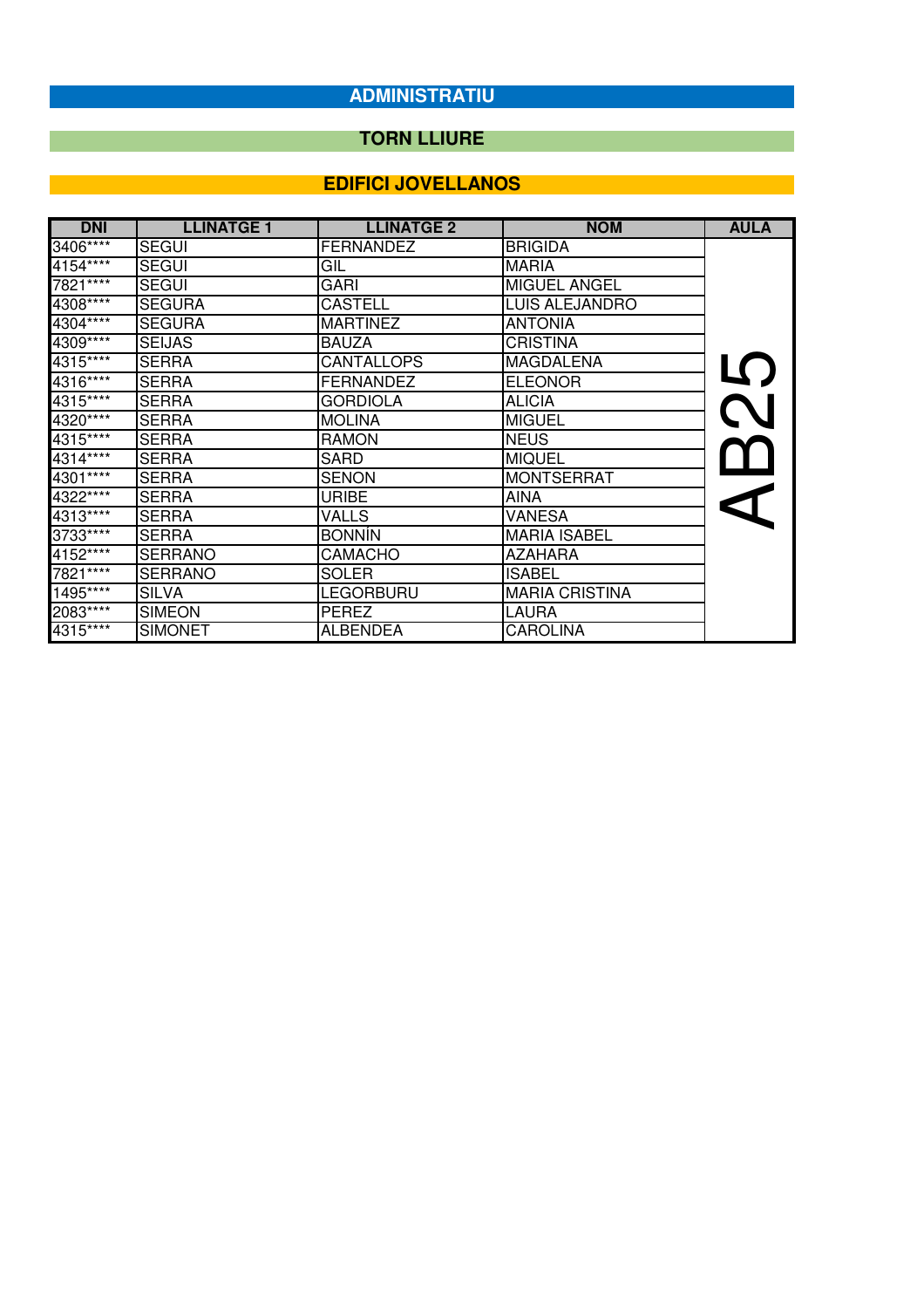# ADMINISTRATIU

## TORN LLIURE

## EDIFICI JOVELLANOS

| DNI | LLINATGE 1 | LLINATGE 2 | NOM | AULA |
|---|---|---|---|---|
| 3406**** | SEGUI | FERNANDEZ | BRIGIDA | AB25 |
| 4154**** | SEGUI | GIL | MARIA | |
| 7821**** | SEGUI | GARI | MIGUEL ANGEL | |
| 4308**** | SEGURA | CASTELL | LUIS ALEJANDRO | |
| 4304**** | SEGURA | MARTINEZ | ANTONIA | |
| 4309**** | SEIJAS | BAUZA | CRISTINA | |
| 4315**** | SERRA | CANTALLOPS | MAGDALENA | |
| 4316**** | SERRA | FERNANDEZ | ELEONOR | |
| 4315**** | SERRA | GORDIOLA | ALICIA | |
| 4320**** | SERRA | MOLINA | MIGUEL | |
| 4315**** | SERRA | RAMON | NEUS | |
| 4314**** | SERRA | SARD | MIQUEL | |
| 4301**** | SERRA | SENON | MONTSERRAT | |
| 4322**** | SERRA | URIBE | AINA | |
| 4313**** | SERRA | VALLS | VANESA | |
| 3733**** | SERRA | BONNÍN | MARIA ISABEL | |
| 4152**** | SERRANO | CAMACHO | AZAHARA | |
| 7821**** | SERRANO | SOLER | ISABEL | |
| 1495**** | SILVA | LEGORBURU | MARIA CRISTINA | |
| 2083**** | SIMEON | PEREZ | LAURA | |
| 4315**** | SIMONET | ALBENDEA | CAROLINA | |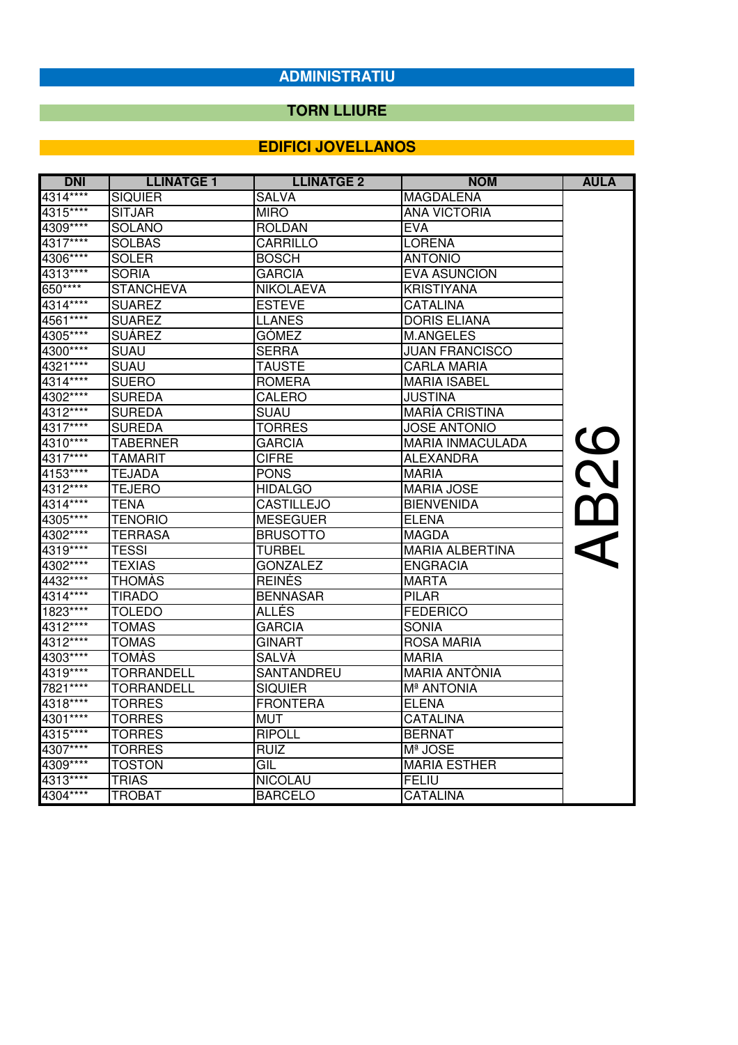## ADMINISTRATIU

### TORN LLIURE

### EDIFICI JOVELLANOS

| DNI | LLINATGE 1 | LLINATGE 2 | NOM | AULA |
|---|---|---|---|---|
| 4314**** | SIQUIER | SALVA | MAGDALENA | AB26 |
| 4315**** | SITJAR | MIRO | ANA VICTORIA | |
| 4309**** | SOLANO | ROLDAN | EVA | |
| 4317**** | SOLBAS | CARRILLO | LORENA | |
| 4306**** | SOLER | BOSCH | ANTONIO | |
| 4313**** | SORIA | GARCIA | EVA ASUNCION | |
| 650**** | STANCHEVA | NIKOLAEVA | KRISTIYANA | |
| 4314**** | SUAREZ | ESTEVE | CATALINA | |
| 4561**** | SUAREZ | LLANES | DORIS ELIANA | |
| 4305**** | SUÁREZ | GÓMEZ | M.ANGELES | |
| 4300**** | SUAU | SERRA | JUAN FRANCISCO | |
| 4321**** | SUAU | TAUSTE | CARLA MARIA | |
| 4314**** | SUERO | ROMERA | MARIA ISABEL | |
| 4302**** | SUREDA | CALERO | JUSTINA | |
| 4312**** | SUREDA | SUAU | MARÍA CRISTINA | |
| 4317**** | SUREDA | TORRES | JOSE ANTONIO | |
| 4310**** | TABERNER | GARCIA | MARIA INMACULADA | |
| 4317**** | TAMARIT | CIFRE | ALEXANDRA | |
| 4153**** | TEJADA | PONS | MARIA | |
| 4312**** | TEJERO | HIDALGO | MARIA JOSE | |
| 4314**** | TENA | CASTILLEJO | BIENVENIDA | |
| 4305**** | TENORIO | MESEGUER | ELENA | |
| 4302**** | TERRASA | BRUSOTTO | MAGDA | |
| 4319**** | TESSI | TURBEL | MARIA ALBERTINA | |
| 4302**** | TEXIAS | GONZALEZ | ENGRACIA | |
| 4432**** | THOMÀS | REINÉS | MARTA | |
| 4314**** | TIRADO | BENNASAR | PILAR | |
| 1823**** | TOLEDO | ALLÉS | FEDERICO | |
| 4312**** | TOMAS | GARCIA | SONIA | |
| 4312**** | TOMAS | GINART | ROSA MARIA | |
| 4303**** | TOMÀS | SALVÀ | MARIA | |
| 4319**** | TORRANDELL | SANTANDREU | MARIA ANTÒNIA | |
| 7821**** | TORRANDELL | SIQUIER | Mª ANTONIA | |
| 4318**** | TORRES | FRONTERA | ELENA | |
| 4301**** | TORRES | MUT | CATALINA | |
| 4315**** | TORRES | RIPOLL | BERNAT | |
| 4307**** | TORRES | RUIZ | Mª JOSE | |
| 4309**** | TOSTON | GIL | MARIA ESTHER | |
| 4313**** | TRIAS | NICOLAU | FELIU | |
| 4304**** | TROBAT | BARCELO | CATALINA | |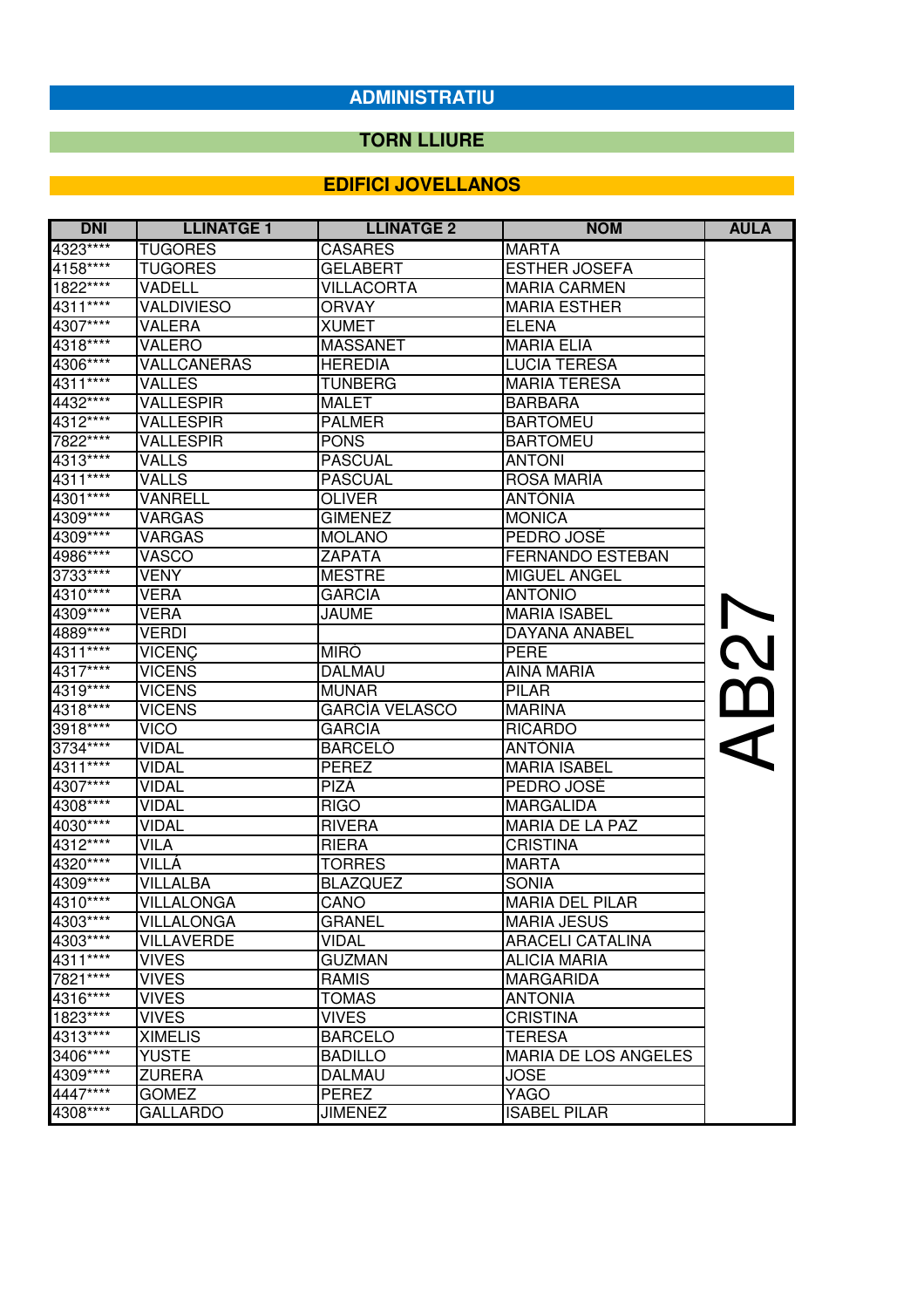## ADMINISTRATIU

### TORN LLIURE

### EDIFICI JOVELLANOS

| DNI | LLINATGE 1 | LLINATGE 2 | NOM | AULA |
|---|---|---|---|---|
| 4323**** | TUGORES | CASARES | MARTA | AB27 |
| 4158**** | TUGORES | GELABERT | ESTHER JOSEFA | |
| 1822**** | VADELL | VILLACORTA | MARIA CARMEN | |
| 4311**** | VALDIVIESO | ORVAY | MARIA ESTHER | |
| 4307**** | VALERA | XUMET | ELENA | |
| 4318**** | VALERO | MASSANET | MARIA ELIA | |
| 4306**** | VALLCANERAS | HEREDIA | LUCIA TERESA | |
| 4311**** | VALLES | TUNBERG | MARIA TERESA | |
| 4432**** | VALLESPIR | MALET | BARBARA | |
| 4312**** | VALLESPIR | PALMER | BARTOMEU | |
| 7822**** | VALLESPIR | PONS | BARTOMEU | |
| 4313**** | VALLS | PASCUAL | ANTONI | |
| 4311**** | VALLS | PASCUAL | ROSA MARÍA | |
| 4301**** | VANRELL | OLIVER | ANTÒNIA | |
| 4309**** | VARGAS | GIMENEZ | MONICA | |
| 4309**** | VARGAS | MOLANO | PEDRO JOSÉ | |
| 4986**** | VASCO | ZAPATA | FERNANDO ESTEBAN | |
| 3733**** | VENY | MESTRE | MIGUEL ANGEL | |
| 4310**** | VERA | GARCIA | ANTONIO | |
| 4309**** | VERA | JAUME | MARIA ISABEL | |
| 4889**** | VERDI | | DAYANA ANABEL | |
| 4311**** | VICENÇ | MIRÓ | PERE | |
| 4317**** | VICENS | DALMAU | AINA MARIA | |
| 4319**** | VICENS | MUNAR | PILAR | |
| 4318**** | VICENS | GARCÍA VELASCO | MARINA | |
| 3918**** | VICO | GARCIA | RICARDO | |
| 3734**** | VIDAL | BARCELÓ | ANTÒNIA | |
| 4311**** | VIDAL | PEREZ | MARIA ISABEL | |
| 4307**** | VIDAL | PIZÁ | PEDRO JOSÉ | |
| 4308**** | VIDAL | RIGO | MARGALIDA | |
| 4030**** | VIDAL | RIVERA | MARIA DE LA PAZ | |
| 4312**** | VILA | RIERA | CRISTINA | |
| 4320**** | VILLÁ | TORRES | MARTA | |
| 4309**** | VILLALBA | BLAZQUEZ | SONIA | |
| 4310**** | VILLALONGA | CANO | MARIA DEL PILAR | |
| 4303**** | VILLALONGA | GRANEL | MARIA JESUS | |
| 4303**** | VILLAVERDE | VIDAL | ARACELI CATALINA | |
| 4311**** | VIVES | GUZMAN | ALICIA MARIA | |
| 7821**** | VIVES | RAMIS | MARGARIDA | |
| 4316**** | VIVES | TOMAS | ANTONIA | |
| 1823**** | VIVES | VIVES | CRISTINA | |
| 4313**** | XIMELIS | BARCELO | TERESA | |
| 3406**** | YUSTE | BADILLO | MARIA DE LOS ANGELES | |
| 4309**** | ZURERA | DALMAU | JOSE | |
| 4447**** | GOMEZ | PEREZ | YAGO | |
| 4308**** | GALLARDO | JIMENEZ | ISABEL PILAR | |